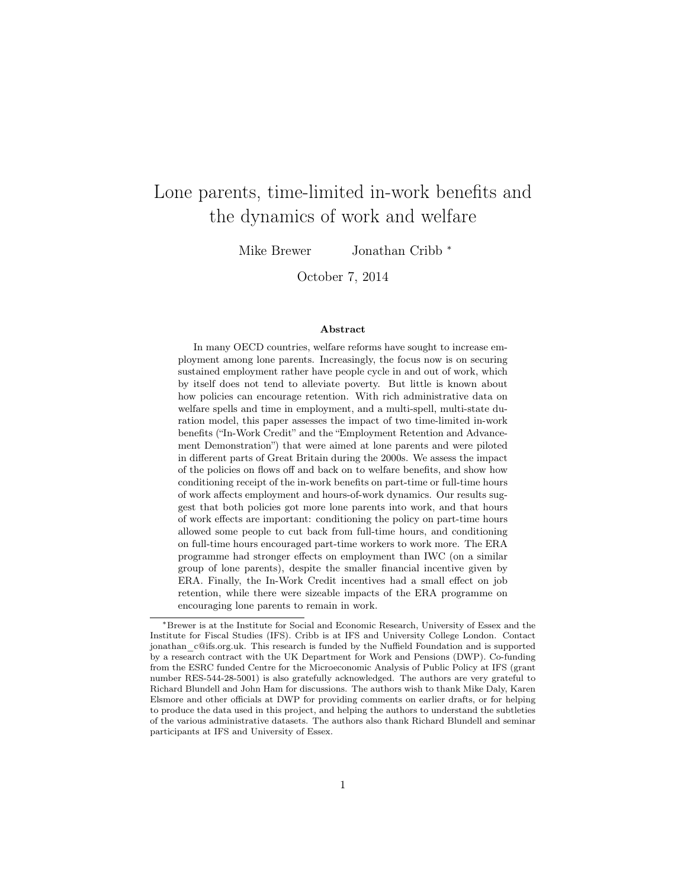# Lone parents, time-limited in-work benefits and the dynamics of work and welfare

Mike Brewer Jonathan Cribb [*]

October 7, 2014

### Abstract

In many OECD countries, welfare reforms have sought to increase employment among lone parents. Increasingly, the focus now is on securing sustained employment rather have people cycle in and out of work, which by itself does not tend to alleviate poverty. But little is known about how policies can encourage retention. With rich administrative data on welfare spells and time in employment, and a multi-spell, multi-state duration model, this paper assesses the impact of two time-limited in-work benefits ("In-Work Credit" and the "Employment Retention and Advancement Demonstration") that were aimed at lone parents and were piloted in different parts of Great Britain during the 2000s. We assess the impact of the policies on flows off and back on to welfare benefits, and show how conditioning receipt of the in-work benefits on part-time or full-time hours of work affects employment and hours-of-work dynamics. Our results suggest that both policies got more lone parents into work, and that hours of work effects are important: conditioning the policy on part-time hours allowed some people to cut back from full-time hours, and conditioning on full-time hours encouraged part-time workers to work more. The ERA programme had stronger effects on employment than IWC (on a similar group of lone parents), despite the smaller financial incentive given by ERA. Finally, the In-Work Credit incentives had a small effect on job retention, while there were sizeable impacts of the ERA programme on encouraging lone parents to remain in work.

---

[*] Brewer is at the Institute for Social and Economic Research, University of Essex and the Institute for Fiscal Studies (IFS). Cribb is at IFS and University College London. Contact jonathan_c@ifs.org.uk. This research is funded by the Nuffield Foundation and is supported by a research contract with the UK Department for Work and Pensions (DWP). Co-funding from the ESRC funded Centre for the Microeconomic Analysis of Public Policy at IFS (grant number RES-544-28-5001) is also gratefully acknowledged. The authors are very grateful to Richard Blundell and John Ham for discussions. The authors wish to thank Mike Daly, Karen Elsmore and other officials at DWP for providing comments on earlier drafts, or for helping to produce the data used in this project, and helping the authors to understand the subtleties of the various administrative datasets. The authors also thank Richard Blundell and seminar participants at IFS and University of Essex.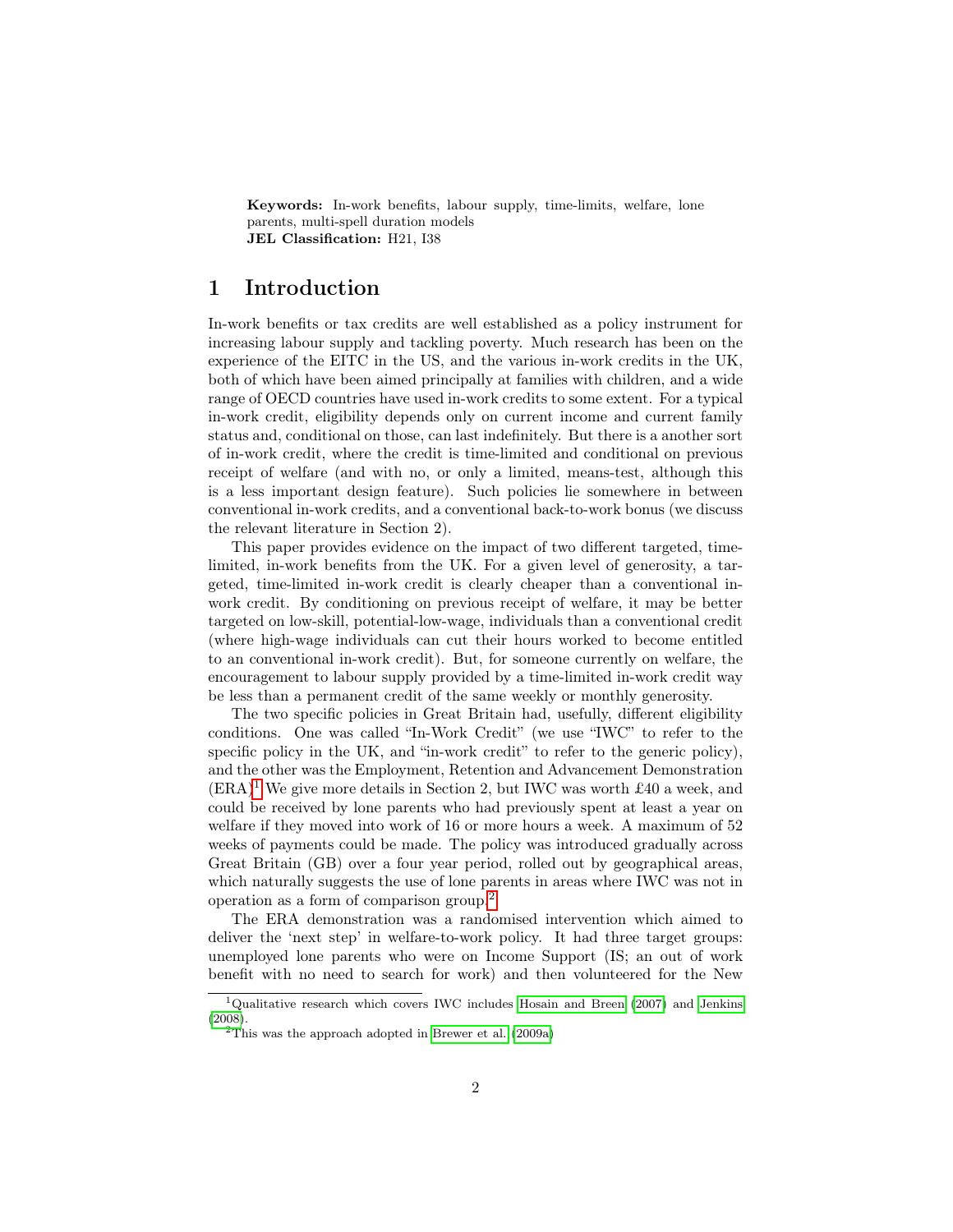**Keywords:** In-work benefits, labour supply, time-limits, welfare, lone parents, multi-spell duration models
**JEL Classification:** H21, I38

# 1 Introduction

In-work benefits or tax credits are well established as a policy instrument for increasing labour supply and tackling poverty. Much research has been on the experience of the EITC in the US, and the various in-work credits in the UK, both of which have been aimed principally at families with children, and a wide range of OECD countries have used in-work credits to some extent. For a typical in-work credit, eligibility depends only on current income and current family status and, conditional on those, can last indefinitely. But there is a another sort of in-work credit, where the credit is time-limited and conditional on previous receipt of welfare (and with no, or only a limited, means-test, although this is a less important design feature). Such policies lie somewhere in between conventional in-work credits, and a conventional back-to-work bonus (we discuss the relevant literature in Section 2).

This paper provides evidence on the impact of two different targeted, time-limited, in-work benefits from the UK. For a given level of generosity, a targeted, time-limited in-work credit is clearly cheaper than a conventional in-work credit. By conditioning on previous receipt of welfare, it may be better targeted on low-skill, potential-low-wage, individuals than a conventional credit (where high-wage individuals can cut their hours worked to become entitled to an conventional in-work credit). But, for someone currently on welfare, the encouragement to labour supply provided by a time-limited in-work credit way be less than a permanent credit of the same weekly or monthly generosity.

The two specific policies in Great Britain had, usefully, different eligibility conditions. One was called "In-Work Credit" (we use "IWC" to refer to the specific policy in the UK, and "in-work credit" to refer to the generic policy), and the other was the Employment, Retention and Advancement Demonstration (ERA).[1] We give more details in Section 2, but IWC was worth £40 a week, and could be received by lone parents who had previously spent at least a year on welfare if they moved into work of 16 or more hours a week. A maximum of 52 weeks of payments could be made. The policy was introduced gradually across Great Britain (GB) over a four year period, rolled out by geographical areas, which naturally suggests the use of lone parents in areas where IWC was not in operation as a form of comparison group.[2]

The ERA demonstration was a randomised intervention which aimed to deliver the 'next step' in welfare-to-work policy. It had three target groups: unemployed lone parents who were on Income Support (IS; an out of work benefit with no need to search for work) and then volunteered for the New

[1] Qualitative research which covers IWC includes Hosain and Breen (2007) and Jenkins (2008).

[2] This was the approach adopted in Brewer et al. (2009a)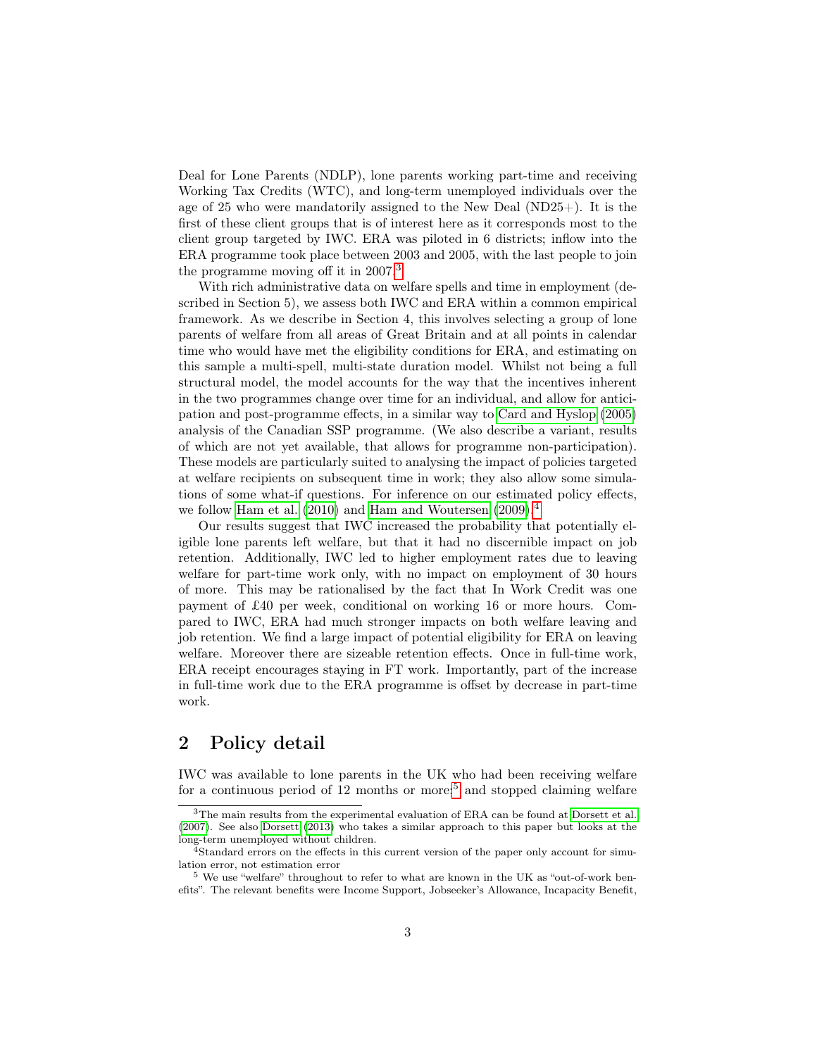Deal for Lone Parents (NDLP), lone parents working part-time and receiving Working Tax Credits (WTC), and long-term unemployed individuals over the age of 25 who were mandatorily assigned to the New Deal (ND25+). It is the first of these client groups that is of interest here as it corresponds most to the client group targeted by IWC. ERA was piloted in 6 districts; inflow into the ERA programme took place between 2003 and 2005, with the last people to join the programme moving off it in 2007.[3]

With rich administrative data on welfare spells and time in employment (described in Section 5), we assess both IWC and ERA within a common empirical framework. As we describe in Section 4, this involves selecting a group of lone parents of welfare from all areas of Great Britain and at all points in calendar time who would have met the eligibility conditions for ERA, and estimating on this sample a multi-spell, multi-state duration model. Whilst not being a full structural model, the model accounts for the way that the incentives inherent in the two programmes change over time for an individual, and allow for anticipation and post-programme effects, in a similar way to Card and Hyslop (2005) analysis of the Canadian SSP programme. (We also describe a variant, results of which are not yet available, that allows for programme non-participation). These models are particularly suited to analysing the impact of policies targeted at welfare recipients on subsequent time in work; they also allow some simulations of some what-if questions. For inference on our estimated policy effects, we follow Ham et al. (2010) and Ham and Woutersen (2009).[4]

Our results suggest that IWC increased the probability that potentially eligible lone parents left welfare, but that it had no discernible impact on job retention. Additionally, IWC led to higher employment rates due to leaving welfare for part-time work only, with no impact on employment of 30 hours of more. This may be rationalised by the fact that In Work Credit was one payment of £40 per week, conditional on working 16 or more hours. Compared to IWC, ERA had much stronger impacts on both welfare leaving and job retention. We find a large impact of potential eligibility for ERA on leaving welfare. Moreover there are sizeable retention effects. Once in full-time work, ERA receipt encourages staying in FT work. Importantly, part of the increase in full-time work due to the ERA programme is offset by decrease in part-time work.

## 2 Policy detail

IWC was available to lone parents in the UK who had been receiving welfare for a continuous period of 12 months or more;[5] and stopped claiming welfare

[3] The main results from the experimental evaluation of ERA can be found at Dorsett et al. (2007). See also Dorsett (2013) who takes a similar approach to this paper but looks at the long-term unemployed without children.

[4] Standard errors on the effects in this current version of the paper only account for simulation error, not estimation error

[5] We use "welfare" throughout to refer to what are known in the UK as "out-of-work benefits". The relevant benefits were Income Support, Jobseeker's Allowance, Incapacity Benefit,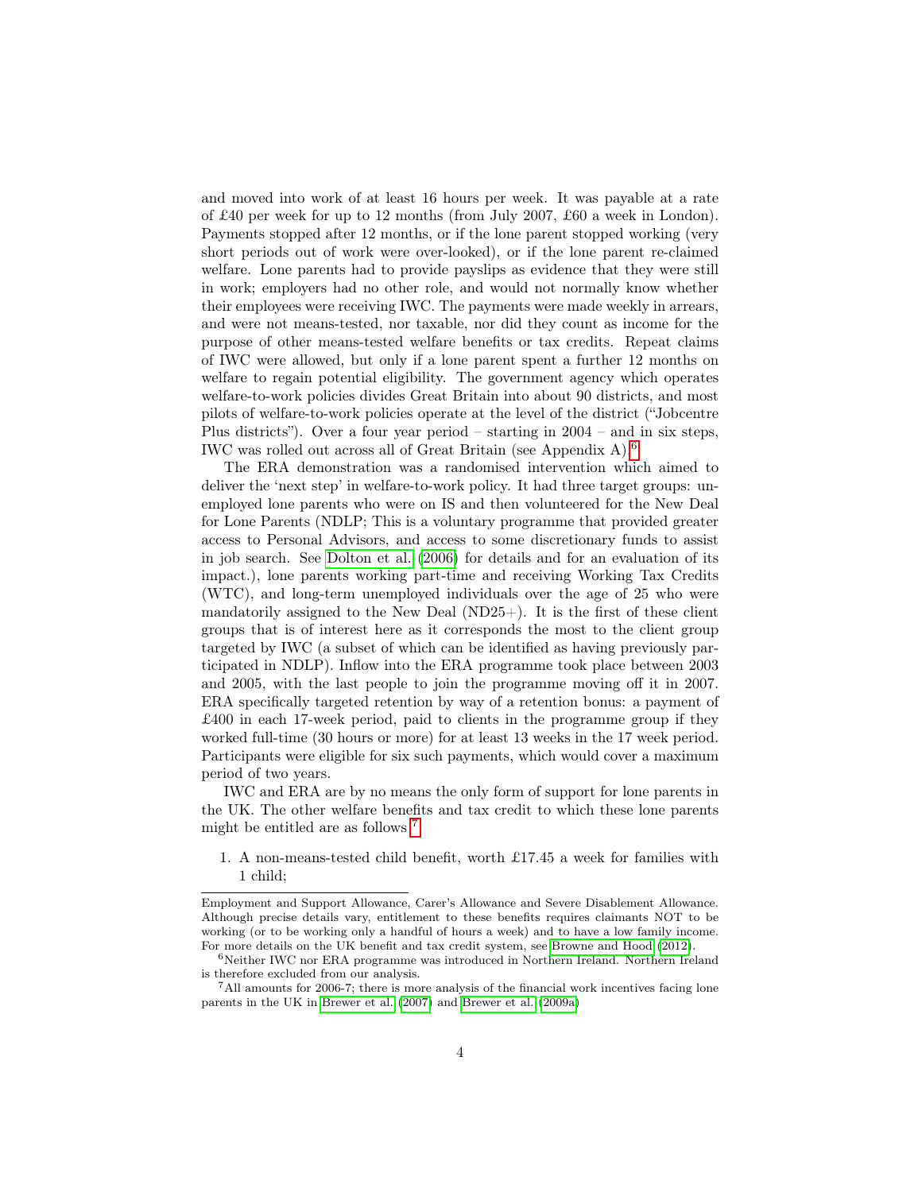and moved into work of at least 16 hours per week. It was payable at a rate of £40 per week for up to 12 months (from July 2007, £60 a week in London). Payments stopped after 12 months, or if the lone parent stopped working (very short periods out of work were over-looked), or if the lone parent re-claimed welfare. Lone parents had to provide payslips as evidence that they were still in work; employers had no other role, and would not normally know whether their employees were receiving IWC. The payments were made weekly in arrears, and were not means-tested, nor taxable, nor did they count as income for the purpose of other means-tested welfare benefits or tax credits. Repeat claims of IWC were allowed, but only if a lone parent spent a further 12 months on welfare to regain potential eligibility. The government agency which operates welfare-to-work policies divides Great Britain into about 90 districts, and most pilots of welfare-to-work policies operate at the level of the district ("Jobcentre Plus districts"). Over a four year period – starting in 2004 – and in six steps, IWC was rolled out across all of Great Britain (see Appendix A).[6]

The ERA demonstration was a randomised intervention which aimed to deliver the 'next step' in welfare-to-work policy. It had three target groups: unemployed lone parents who were on IS and then volunteered for the New Deal for Lone Parents (NDLP; This is a voluntary programme that provided greater access to Personal Advisors, and access to some discretionary funds to assist in job search. See Dolton et al. (2006) for details and for an evaluation of its impact.), lone parents working part-time and receiving Working Tax Credits (WTC), and long-term unemployed individuals over the age of 25 who were mandatorily assigned to the New Deal (ND25+). It is the first of these client groups that is of interest here as it corresponds the most to the client group targeted by IWC (a subset of which can be identified as having previously participated in NDLP). Inflow into the ERA programme took place between 2003 and 2005, with the last people to join the programme moving off it in 2007. ERA specifically targeted retention by way of a retention bonus: a payment of £400 in each 17-week period, paid to clients in the programme group if they worked full-time (30 hours or more) for at least 13 weeks in the 17 week period. Participants were eligible for six such payments, which would cover a maximum period of two years.

IWC and ERA are by no means the only form of support for lone parents in the UK. The other welfare benefits and tax credit to which these lone parents might be entitled are as follows.[7]

1. A non-means-tested child benefit, worth £17.45 a week for families with 1 child;

---

Employment and Support Allowance, Carer's Allowance and Severe Disablement Allowance. Although precise details vary, entitlement to these benefits requires claimants NOT to be working (or to be working only a handful of hours a week) and to have a low family income. For more details on the UK benefit and tax credit system, see Browne and Hood (2012).

[6] Neither IWC nor ERA programme was introduced in Northern Ireland. Northern Ireland is therefore excluded from our analysis.

[7] All amounts for 2006-7; there is more analysis of the financial work incentives facing lone parents in the UK in Brewer et al. (2007) and Brewer et al. (2009a)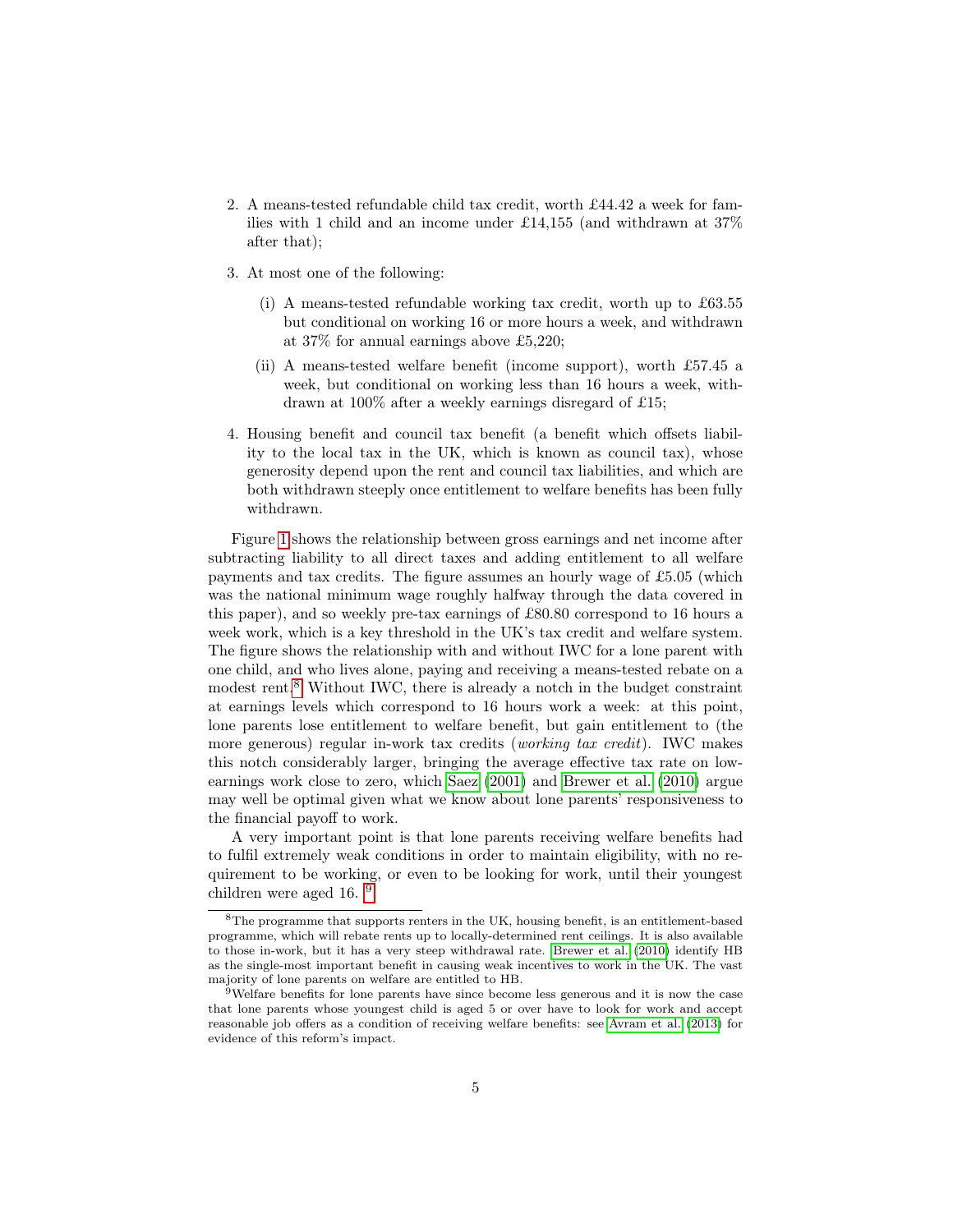2. A means-tested refundable child tax credit, worth £44.42 a week for families with 1 child and an income under £14,155 (and withdrawn at 37% after that);

3. At most one of the following:

   (i) A means-tested refundable working tax credit, worth up to £63.55 but conditional on working 16 or more hours a week, and withdrawn at 37% for annual earnings above £5,220;

   (ii) A means-tested welfare benefit (income support), worth £57.45 a week, but conditional on working less than 16 hours a week, withdrawn at 100% after a weekly earnings disregard of £15;

4. Housing benefit and council tax benefit (a benefit which offsets liability to the local tax in the UK, which is known as council tax), whose generosity depend upon the rent and council tax liabilities, and which are both withdrawn steeply once entitlement to welfare benefits has been fully withdrawn.

Figure 1 shows the relationship between gross earnings and net income after subtracting liability to all direct taxes and adding entitlement to all welfare payments and tax credits. The figure assumes an hourly wage of £5.05 (which was the national minimum wage roughly halfway through the data covered in this paper), and so weekly pre-tax earnings of £80.80 correspond to 16 hours a week work, which is a key threshold in the UK's tax credit and welfare system. The figure shows the relationship with and without IWC for a lone parent with one child, and who lives alone, paying and receiving a means-tested rebate on a modest rent.[8] Without IWC, there is already a notch in the budget constraint at earnings levels which correspond to 16 hours work a week: at this point, lone parents lose entitlement to welfare benefit, but gain entitlement to (the more generous) regular in-work tax credits (*working tax credit*). IWC makes this notch considerably larger, bringing the average effective tax rate on low-earnings work close to zero, which Saez (2001) and Brewer et al. (2010) argue may well be optimal given what we know about lone parents' responsiveness to the financial payoff to work.

A very important point is that lone parents receiving welfare benefits had to fulfil extremely weak conditions in order to maintain eligibility, with no requirement to be working, or even to be looking for work, until their youngest children were aged 16. [9]

---

[8] The programme that supports renters in the UK, housing benefit, is an entitlement-based programme, which will rebate rents up to locally-determined rent ceilings. It is also available to those in-work, but it has a very steep withdrawal rate. Brewer et al. (2010) identify HB as the single-most important benefit in causing weak incentives to work in the UK. The vast majority of lone parents on welfare are entitled to HB.

[9] Welfare benefits for lone parents have since become less generous and it is now the case that lone parents whose youngest child is aged 5 or over have to look for work and accept reasonable job offers as a condition of receiving welfare benefits: see Avram et al. (2013) for evidence of this reform's impact.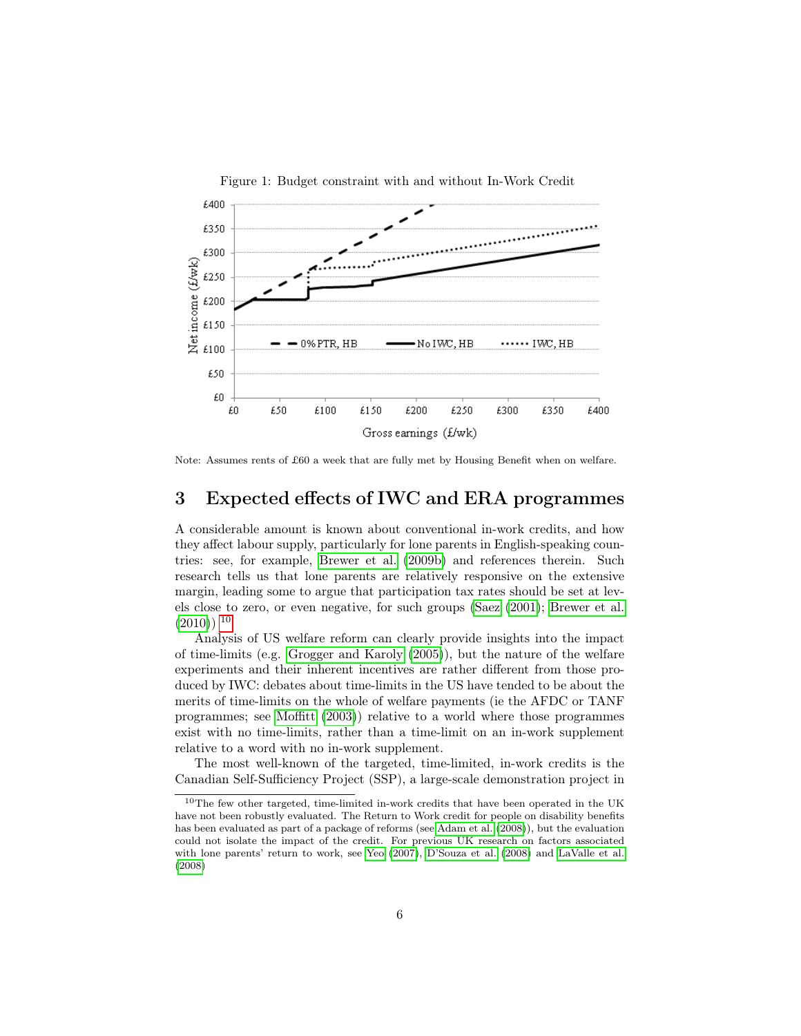Figure 1: Budget constraint with and without In-Work Credit

Note: Assumes rents of £60 a week that are fully met by Housing Benefit when on welfare.

## 3 Expected effects of IWC and ERA programmes

A considerable amount is known about conventional in-work credits, and how they affect labour supply, particularly for lone parents in English-speaking countries: see, for example, Brewer et al. (2009b) and references therein. Such research tells us that lone parents are relatively responsive on the extensive margin, leading some to argue that participation tax rates should be set at levels close to zero, or even negative, for such groups (Saez (2001); Brewer et al. (2010)).[10]

Analysis of US welfare reform can clearly provide insights into the impact of time-limits (e.g. Grogger and Karoly (2005)), but the nature of the welfare experiments and their inherent incentives are rather different from those produced by IWC: debates about time-limits in the US have tended to be about the merits of time-limits on the whole of welfare payments (ie the AFDC or TANF programmes; see Moffitt (2003)) relative to a world where those programmes exist with no time-limits, rather than a time-limit on an in-work supplement relative to a word with no in-work supplement.

The most well-known of the targeted, time-limited, in-work credits is the Canadian Self-Sufficiency Project (SSP), a large-scale demonstration project in

[10] The few other targeted, time-limited in-work credits that have been operated in the UK have not been robustly evaluated. The Return to Work credit for people on disability benefits has been evaluated as part of a package of reforms (see Adam et al. (2008)), but the evaluation could not isolate the impact of the credit. For previous UK research on factors associated with lone parents' return to work, see Yeo (2007), D'Souza et al. (2008) and LaValle et al. (2008)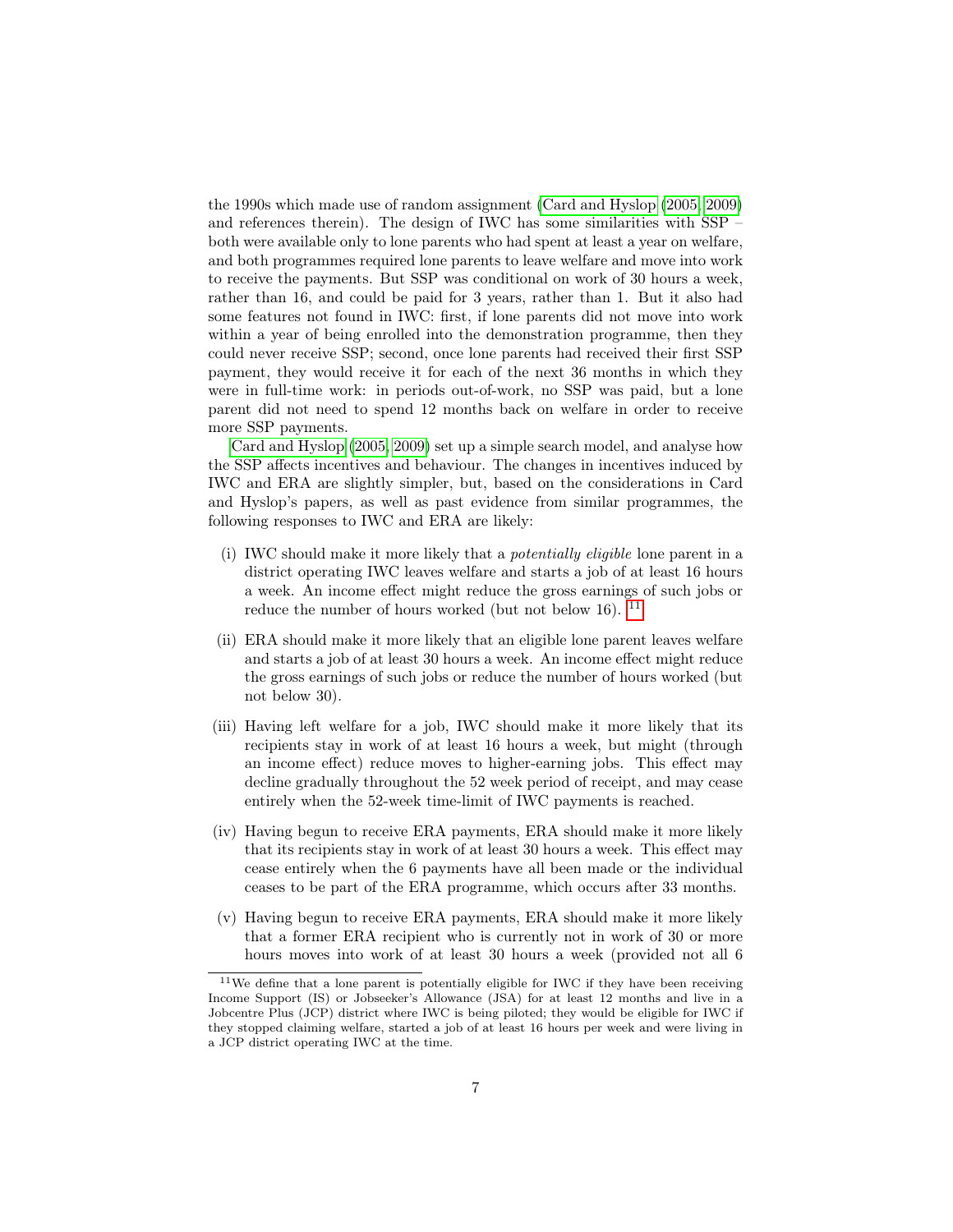the 1990s which made use of random assignment (Card and Hyslop (2005, 2009) and references therein). The design of IWC has some similarities with SSP – both were available only to lone parents who had spent at least a year on welfare, and both programmes required lone parents to leave welfare and move into work to receive the payments. But SSP was conditional on work of 30 hours a week, rather than 16, and could be paid for 3 years, rather than 1. But it also had some features not found in IWC: first, if lone parents did not move into work within a year of being enrolled into the demonstration programme, then they could never receive SSP; second, once lone parents had received their first SSP payment, they would receive it for each of the next 36 months in which they were in full-time work: in periods out-of-work, no SSP was paid, but a lone parent did not need to spend 12 months back on welfare in order to receive more SSP payments.

Card and Hyslop (2005, 2009) set up a simple search model, and analyse how the SSP affects incentives and behaviour. The changes in incentives induced by IWC and ERA are slightly simpler, but, based on the considerations in Card and Hyslop's papers, as well as past evidence from similar programmes, the following responses to IWC and ERA are likely:

(i) IWC should make it more likely that a *potentially eligible* lone parent in a district operating IWC leaves welfare and starts a job of at least 16 hours a week. An income effect might reduce the gross earnings of such jobs or reduce the number of hours worked (but not below 16). [11]

(ii) ERA should make it more likely that an eligible lone parent leaves welfare and starts a job of at least 30 hours a week. An income effect might reduce the gross earnings of such jobs or reduce the number of hours worked (but not below 30).

(iii) Having left welfare for a job, IWC should make it more likely that its recipients stay in work of at least 16 hours a week, but might (through an income effect) reduce moves to higher-earning jobs. This effect may decline gradually throughout the 52 week period of receipt, and may cease entirely when the 52-week time-limit of IWC payments is reached.

(iv) Having begun to receive ERA payments, ERA should make it more likely that its recipients stay in work of at least 30 hours a week. This effect may cease entirely when the 6 payments have all been made or the individual ceases to be part of the ERA programme, which occurs after 33 months.

(v) Having begun to receive ERA payments, ERA should make it more likely that a former ERA recipient who is currently not in work of 30 or more hours moves into work of at least 30 hours a week (provided not all 6

[11] We define that a lone parent is potentially eligible for IWC if they have been receiving Income Support (IS) or Jobseeker's Allowance (JSA) for at least 12 months and live in a Jobcentre Plus (JCP) district where IWC is being piloted; they would be eligible for IWC if they stopped claiming welfare, started a job of at least 16 hours per week and were living in a JCP district operating IWC at the time.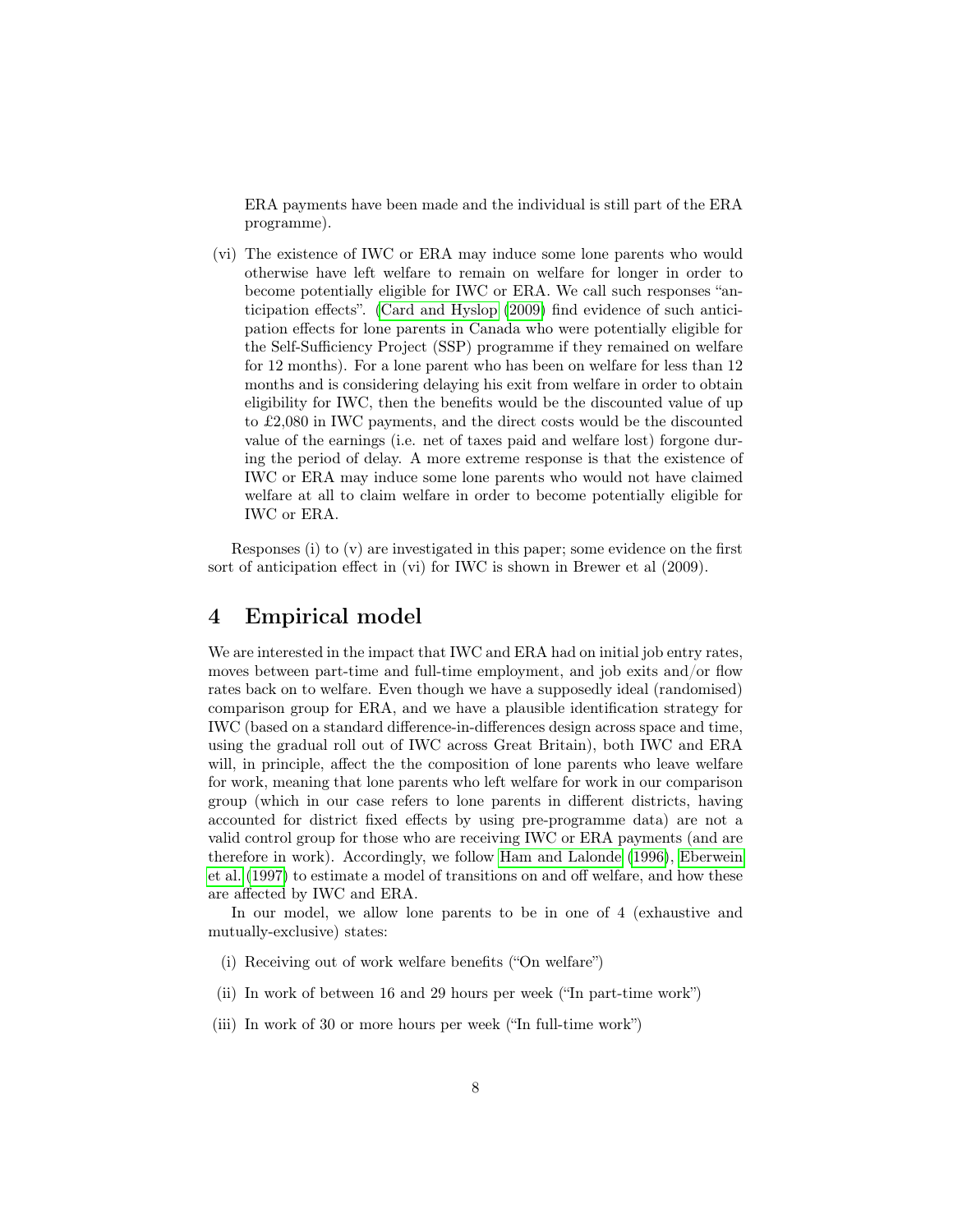ERA payments have been made and the individual is still part of the ERA programme).

(vi) The existence of IWC or ERA may induce some lone parents who would otherwise have left welfare to remain on welfare for longer in order to become potentially eligible for IWC or ERA. We call such responses "anticipation effects". (Card and Hyslop (2009) find evidence of such anticipation effects for lone parents in Canada who were potentially eligible for the Self-Sufficiency Project (SSP) programme if they remained on welfare for 12 months). For a lone parent who has been on welfare for less than 12 months and is considering delaying his exit from welfare in order to obtain eligibility for IWC, then the benefits would be the discounted value of up to £2,080 in IWC payments, and the direct costs would be the discounted value of the earnings (i.e. net of taxes paid and welfare lost) forgone during the period of delay. A more extreme response is that the existence of IWC or ERA may induce some lone parents who would not have claimed welfare at all to claim welfare in order to become potentially eligible for IWC or ERA.

Responses (i) to (v) are investigated in this paper; some evidence on the first sort of anticipation effect in (vi) for IWC is shown in Brewer et al (2009).

# 4 Empirical model

We are interested in the impact that IWC and ERA had on initial job entry rates, moves between part-time and full-time employment, and job exits and/or flow rates back on to welfare. Even though we have a supposedly ideal (randomised) comparison group for ERA, and we have a plausible identification strategy for IWC (based on a standard difference-in-differences design across space and time, using the gradual roll out of IWC across Great Britain), both IWC and ERA will, in principle, affect the the composition of lone parents who leave welfare for work, meaning that lone parents who left welfare for work in our comparison group (which in our case refers to lone parents in different districts, having accounted for district fixed effects by using pre-programme data) are not a valid control group for those who are receiving IWC or ERA payments (and are therefore in work). Accordingly, we follow Ham and Lalonde (1996), Eberwein et al. (1997) to estimate a model of transitions on and off welfare, and how these are affected by IWC and ERA.

In our model, we allow lone parents to be in one of 4 (exhaustive and mutually-exclusive) states:

(i) Receiving out of work welfare benefits ("On welfare")

(ii) In work of between 16 and 29 hours per week ("In part-time work")

(iii) In work of 30 or more hours per week ("In full-time work")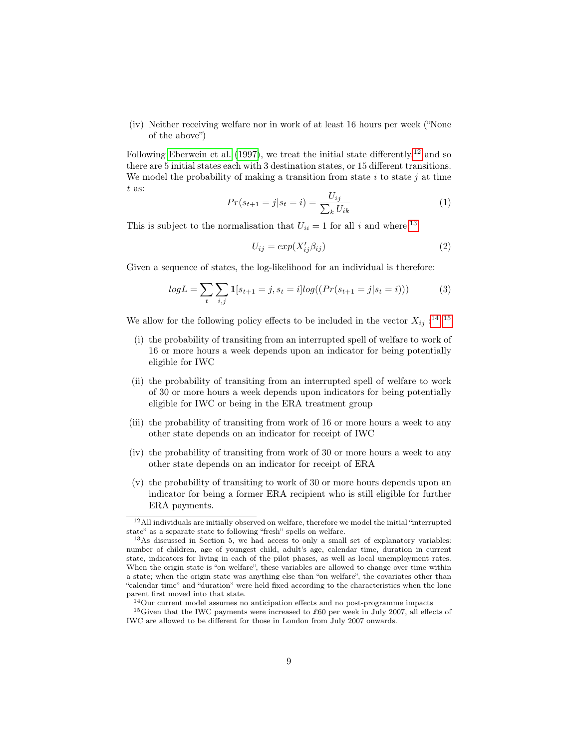(iv) Neither receiving welfare nor in work of at least 16 hours per week ("None of the above")

Following Eberwein et al. (1997), we treat the initial state differently[12] and so there are 5 initial states each with 3 destination states, or 15 different transitions. We model the probability of making a transition from state $i$ to state $j$ at time $t$ as:

$$Pr(s_{t+1} = j | s_t = i) = \frac{U_{ij}}{\sum_k U_{ik}} \tag{1}$$

This is subject to the normalisation that $U_{ii} = 1$ for all $i$ and where:[13]

$$U_{ij} = exp(X'_{ij}\beta_{ij}) \tag{2}$$

Given a sequence of states, the log-likelihood for an individual is therefore:

$$logL = \sum_t \sum_{i,j} \mathbf{1}[s_{t+1} = j, s_t = i] log((Pr(s_{t+1} = j | s_t = i))) \tag{3}$$

We allow for the following policy effects to be included in the vector $X_{ij}$ :[14] [15]

(i) the probability of transiting from an interrupted spell of welfare to work of 16 or more hours a week depends upon an indicator for being potentially eligible for IWC

(ii) the probability of transiting from an interrupted spell of welfare to work of 30 or more hours a week depends upon indicators for being potentially eligible for IWC or being in the ERA treatment group

(iii) the probability of transiting from work of 16 or more hours a week to any other state depends on an indicator for receipt of IWC

(iv) the probability of transiting from work of 30 or more hours a week to any other state depends on an indicator for receipt of ERA

(v) the probability of transiting to work of 30 or more hours depends upon an indicator for being a former ERA recipient who is still eligible for further ERA payments.

---

[12] All individuals are initially observed on welfare, therefore we model the initial "interrupted state" as a separate state to following "fresh" spells on welfare.

[13] As discussed in Section 5, we had access to only a small set of explanatory variables: number of children, age of youngest child, adult's age, calendar time, duration in current state, indicators for living in each of the pilot phases, as well as local unemployment rates. When the origin state is "on welfare", these variables are allowed to change over time within a state; when the origin state was anything else than "on welfare", the covariates other than "calendar time" and "duration" were held fixed according to the characteristics when the lone parent first moved into that state.

[14] Our current model assumes no anticipation effects and no post-programme impacts

[15] Given that the IWC payments were increased to £60 per week in July 2007, all effects of IWC are allowed to be different for those in London from July 2007 onwards.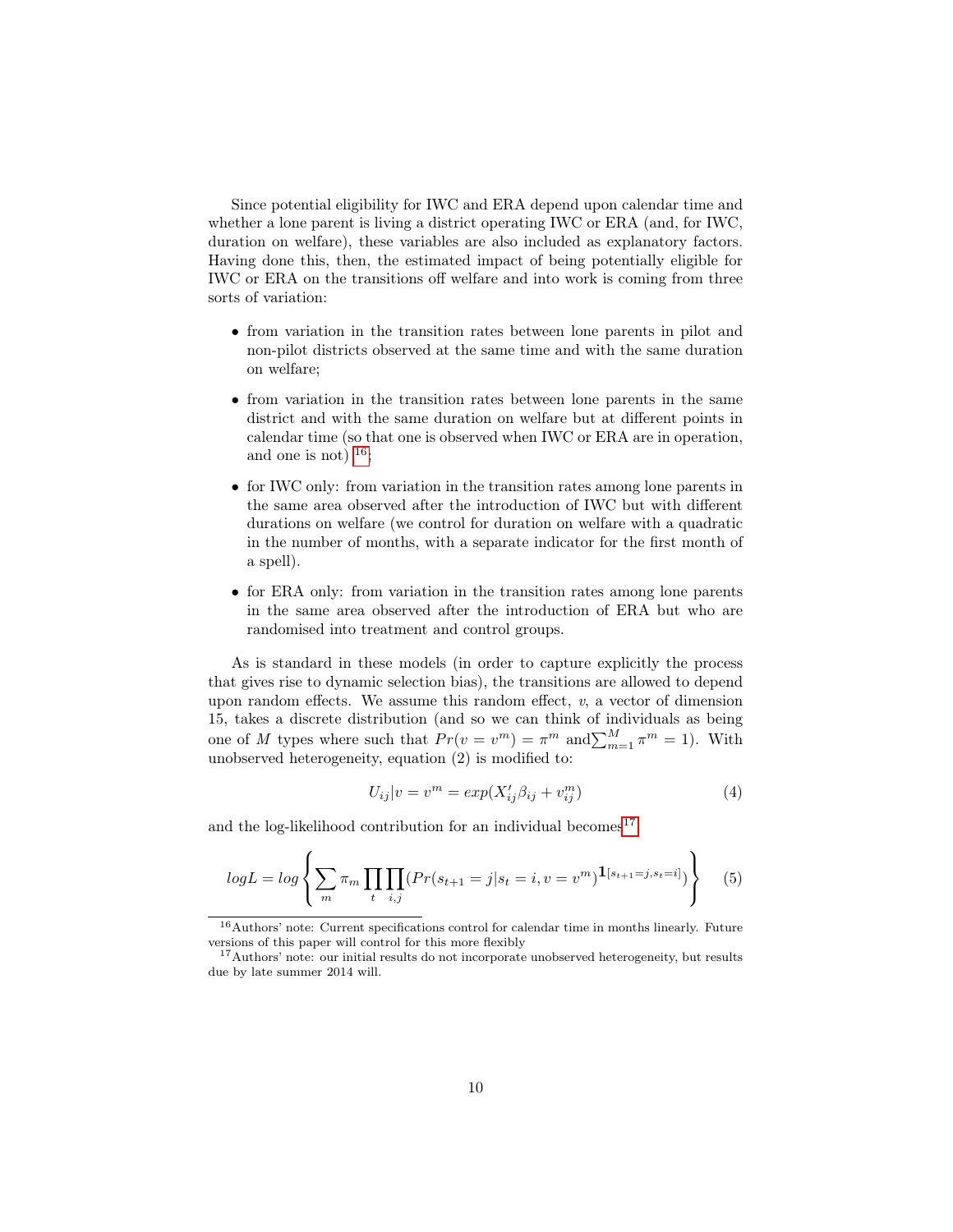Since potential eligibility for IWC and ERA depend upon calendar time and whether a lone parent is living a district operating IWC or ERA (and, for IWC, duration on welfare), these variables are also included as explanatory factors. Having done this, then, the estimated impact of being potentially eligible for IWC or ERA on the transitions off welfare and into work is coming from three sorts of variation:

- from variation in the transition rates between lone parents in pilot and non-pilot districts observed at the same time and with the same duration on welfare;
- from variation in the transition rates between lone parents in the same district and with the same duration on welfare but at different points in calendar time (so that one is observed when IWC or ERA are in operation, and one is not) [16];
- for IWC only: from variation in the transition rates among lone parents in the same area observed after the introduction of IWC but with different durations on welfare (we control for duration on welfare with a quadratic in the number of months, with a separate indicator for the first month of a spell).
- for ERA only: from variation in the transition rates among lone parents in the same area observed after the introduction of ERA but who are randomised into treatment and control groups.

As is standard in these models (in order to capture explicitly the process that gives rise to dynamic selection bias), the transitions are allowed to depend upon random effects. We assume this random effect, $v$, a vector of dimension 15, takes a discrete distribution (and so we can think of individuals as being one of $M$ types where such that $Pr(v = v^m) = \pi^m$ and $\sum_{m=1}^{M} \pi^m = 1$). With unobserved heterogeneity, equation (2) is modified to:

$$U_{ij}|v = v^m = exp(X_{ij}'\beta_{ij} + v_{ij}^m) \tag{4}$$

and the log-likelihood contribution for an individual becomes[17]

$$logL = log\left\{\sum_{m} \pi_m \prod_{t} \prod_{i,j} (Pr(s_{t+1} = j | s_t = i, v = v^m)^{\mathbf{1}[s_{t+1}=j, s_t=i]})\right\} \tag{5}$$

[16] Authors' note: Current specifications control for calendar time in months linearly. Future versions of this paper will control for this more flexibly

[17] Authors' note: our initial results do not incorporate unobserved heterogeneity, but results due by late summer 2014 will.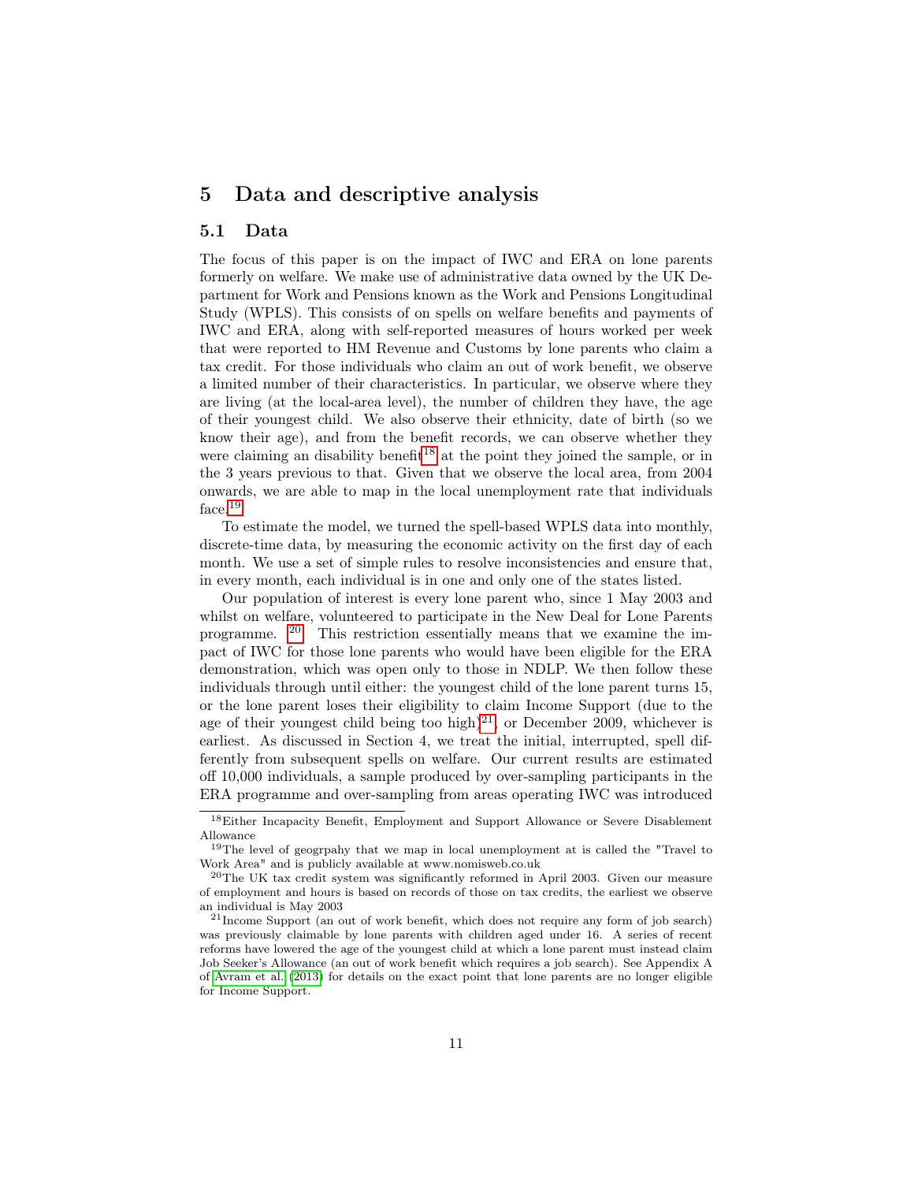# 5 Data and descriptive analysis

## 5.1 Data

The focus of this paper is on the impact of IWC and ERA on lone parents formerly on welfare. We make use of administrative data owned by the UK Department for Work and Pensions known as the Work and Pensions Longitudinal Study (WPLS). This consists of on spells on welfare benefits and payments of IWC and ERA, along with self-reported measures of hours worked per week that were reported to HM Revenue and Customs by lone parents who claim a tax credit. For those individuals who claim an out of work benefit, we observe a limited number of their characteristics. In particular, we observe where they are living (at the local-area level), the number of children they have, the age of their youngest child. We also observe their ethnicity, date of birth (so we know their age), and from the benefit records, we can observe whether they were claiming an disability benefit[18] at the point they joined the sample, or in the 3 years previous to that. Given that we observe the local area, from 2004 onwards, we are able to map in the local unemployment rate that individuals face.[19]

To estimate the model, we turned the spell-based WPLS data into monthly, discrete-time data, by measuring the economic activity on the first day of each month. We use a set of simple rules to resolve inconsistencies and ensure that, in every month, each individual is in one and only one of the states listed.

Our population of interest is every lone parent who, since 1 May 2003 and whilst on welfare, volunteered to participate in the New Deal for Lone Parents programme. [20] This restriction essentially means that we examine the impact of IWC for those lone parents who would have been eligible for the ERA demonstration, which was open only to those in NDLP. We then follow these individuals through until either: the youngest child of the lone parent turns 15, or the lone parent loses their eligibility to claim Income Support (due to the age of their youngest child being too high)[21], or December 2009, whichever is earliest. As discussed in Section 4, we treat the initial, interrupted, spell differently from subsequent spells on welfare. Our current results are estimated off 10,000 individuals, a sample produced by over-sampling participants in the ERA programme and over-sampling from areas operating IWC was introduced

---

[18] Either Incapacity Benefit, Employment and Support Allowance or Severe Disablement Allowance

[19] The level of geogrpahy that we map in local unemployment at is called the "Travel to Work Area" and is publicly available at www.nomisweb.co.uk

[20] The UK tax credit system was significantly reformed in April 2003. Given our measure of employment and hours is based on records of those on tax credits, the earliest we observe an individual is May 2003

[21] Income Support (an out of work benefit, which does not require any form of job search) was previously claimable by lone parents with children aged under 16. A series of recent reforms have lowered the age of the youngest child at which a lone parent must instead claim Job Seeker's Allowance (an out of work benefit which requires a job search). See Appendix A of Avram et al. (2013) for details on the exact point that lone parents are no longer eligible for Income Support.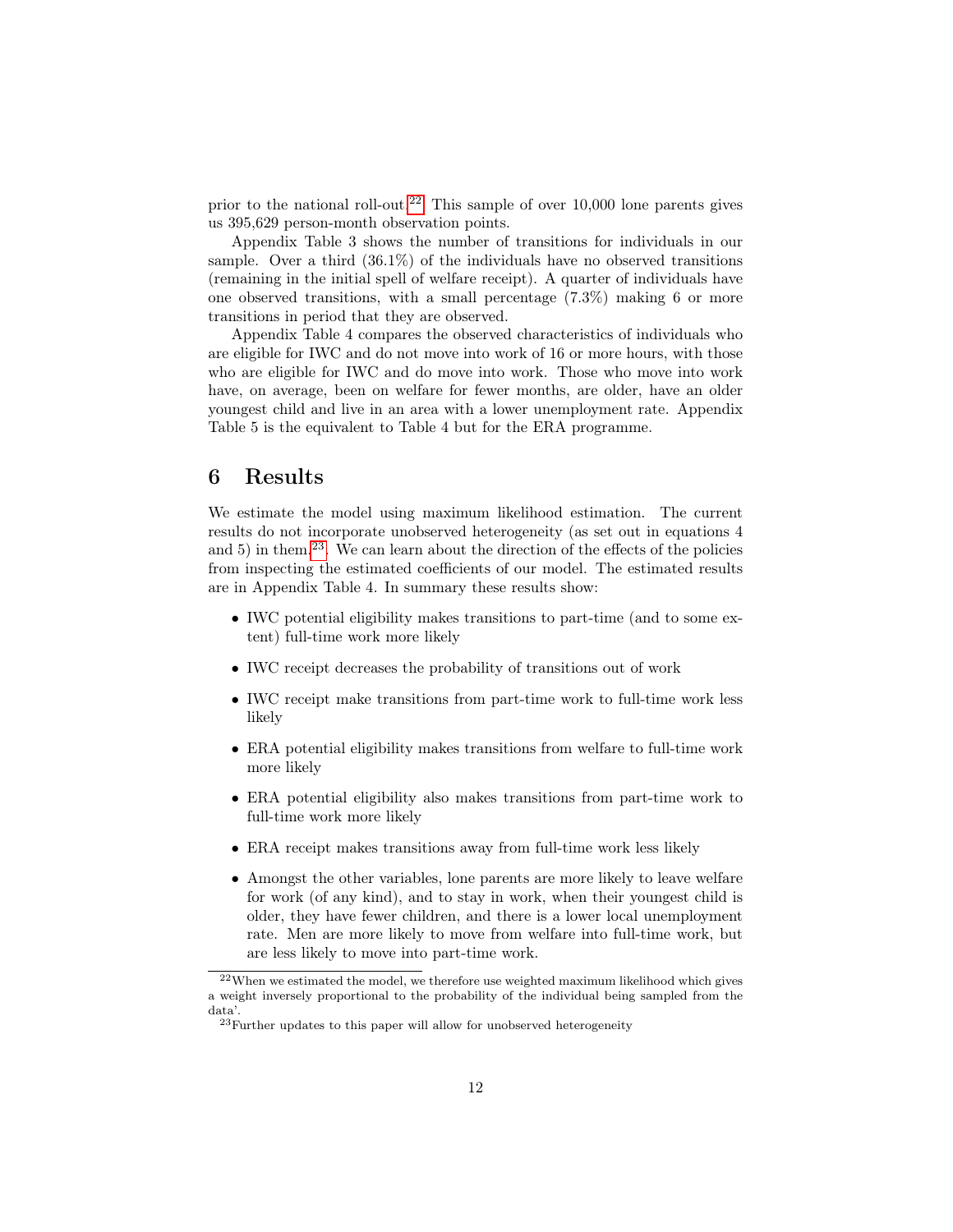prior to the national roll-out.[22] This sample of over 10,000 lone parents gives us 395,629 person-month observation points.

Appendix Table 3 shows the number of transitions for individuals in our sample. Over a third (36.1%) of the individuals have no observed transitions (remaining in the initial spell of welfare receipt). A quarter of individuals have one observed transitions, with a small percentage (7.3%) making 6 or more transitions in period that they are observed.

Appendix Table 4 compares the observed characteristics of individuals who are eligible for IWC and do not move into work of 16 or more hours, with those who are eligible for IWC and do move into work. Those who move into work have, on average, been on welfare for fewer months, are older, have an older youngest child and live in an area with a lower unemployment rate. Appendix Table 5 is the equivalent to Table 4 but for the ERA programme.

# 6 Results

We estimate the model using maximum likelihood estimation. The current results do not incorporate unobserved heterogeneity (as set out in equations 4 and 5) in them[23]. We can learn about the direction of the effects of the policies from inspecting the estimated coefficients of our model. The estimated results are in Appendix Table 4. In summary these results show:

- IWC potential eligibility makes transitions to part-time (and to some extent) full-time work more likely
- IWC receipt decreases the probability of transitions out of work
- IWC receipt make transitions from part-time work to full-time work less likely
- ERA potential eligibility makes transitions from welfare to full-time work more likely
- ERA potential eligibility also makes transitions from part-time work to full-time work more likely
- ERA receipt makes transitions away from full-time work less likely
- Amongst the other variables, lone parents are more likely to leave welfare for work (of any kind), and to stay in work, when their youngest child is older, they have fewer children, and there is a lower local unemployment rate. Men are more likely to move from welfare into full-time work, but are less likely to move into part-time work.

[22] When we estimated the model, we therefore use weighted maximum likelihood which gives a weight inversely proportional to the probability of the individual being sampled from the data'.

[23] Further updates to this paper will allow for unobserved heterogeneity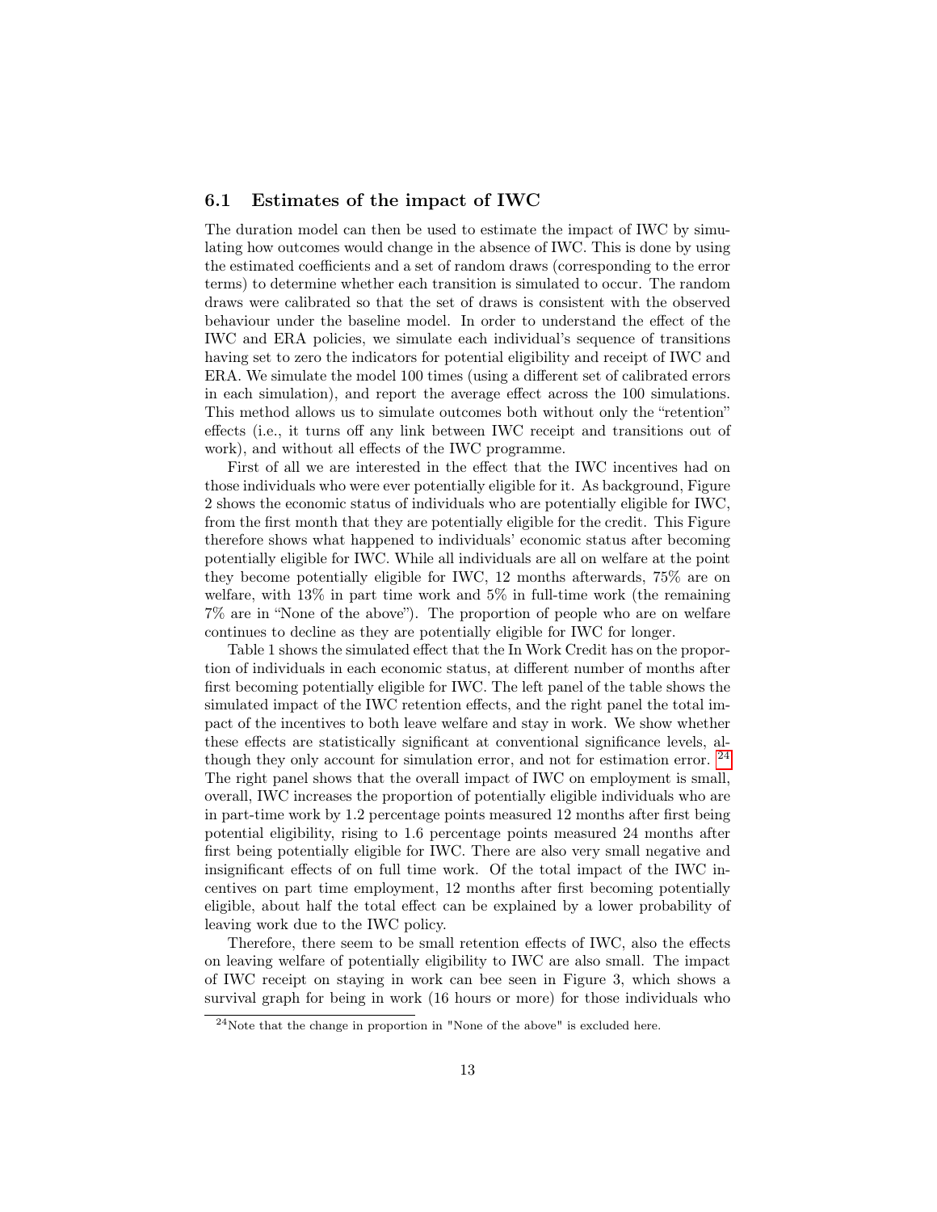### 6.1 Estimates of the impact of IWC

The duration model can then be used to estimate the impact of IWC by simulating how outcomes would change in the absence of IWC. This is done by using the estimated coefficients and a set of random draws (corresponding to the error terms) to determine whether each transition is simulated to occur. The random draws were calibrated so that the set of draws is consistent with the observed behaviour under the baseline model. In order to understand the effect of the IWC and ERA policies, we simulate each individual's sequence of transitions having set to zero the indicators for potential eligibility and receipt of IWC and ERA. We simulate the model 100 times (using a different set of calibrated errors in each simulation), and report the average effect across the 100 simulations. This method allows us to simulate outcomes both without only the "retention" effects (i.e., it turns off any link between IWC receipt and transitions out of work), and without all effects of the IWC programme.

First of all we are interested in the effect that the IWC incentives had on those individuals who were ever potentially eligible for it. As background, Figure 2 shows the economic status of individuals who are potentially eligible for IWC, from the first month that they are potentially eligible for the credit. This Figure therefore shows what happened to individuals' economic status after becoming potentially eligible for IWC. While all individuals are all on welfare at the point they become potentially eligible for IWC, 12 months afterwards, 75% are on welfare, with 13% in part time work and 5% in full-time work (the remaining 7% are in "None of the above"). The proportion of people who are on welfare continues to decline as they are potentially eligible for IWC for longer.

Table 1 shows the simulated effect that the In Work Credit has on the proportion of individuals in each economic status, at different number of months after first becoming potentially eligible for IWC. The left panel of the table shows the simulated impact of the IWC retention effects, and the right panel the total impact of the incentives to both leave welfare and stay in work. We show whether these effects are statistically significant at conventional significance levels, although they only account for simulation error, and not for estimation error. [24] The right panel shows that the overall impact of IWC on employment is small, overall, IWC increases the proportion of potentially eligible individuals who are in part-time work by 1.2 percentage points measured 12 months after first being potential eligibility, rising to 1.6 percentage points measured 24 months after first being potentially eligible for IWC. There are also very small negative and insignificant effects of on full time work. Of the total impact of the IWC incentives on part time employment, 12 months after first becoming potentially eligible, about half the total effect can be explained by a lower probability of leaving work due to the IWC policy.

Therefore, there seem to be small retention effects of IWC, also the effects on leaving welfare of potentially eligibility to IWC are also small. The impact of IWC receipt on staying in work can bee seen in Figure 3, which shows a survival graph for being in work (16 hours or more) for those individuals who

[24] Note that the change in proportion in "None of the above" is excluded here.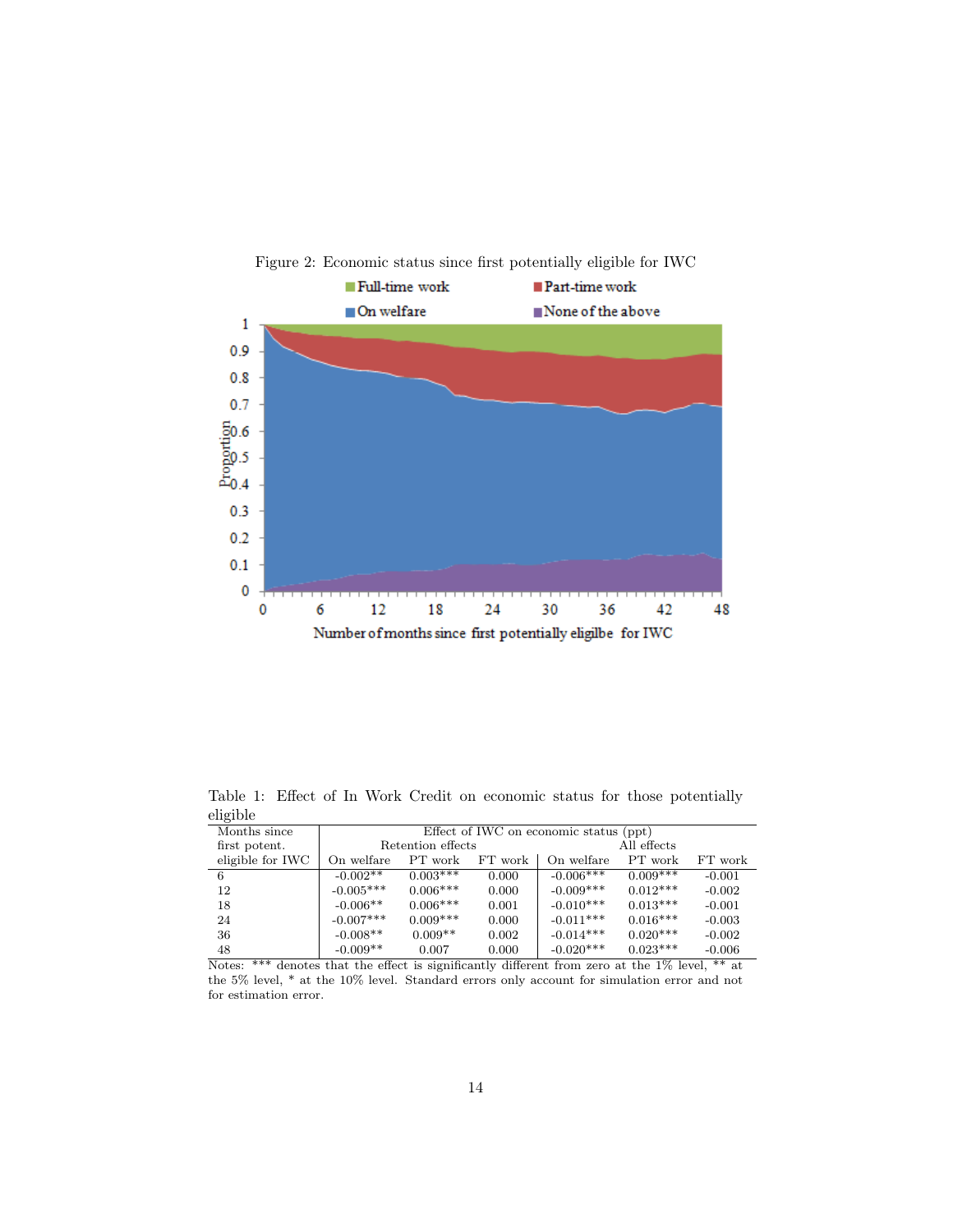Figure 2: Economic status since first potentially eligible for IWC

Table 1: Effect of In Work Credit on economic status for those potentially eligible

| Months since first potent. eligible for IWC | Effect of IWC on economic status (ppt) | | | | | |
|---|---|---|---|---|---|---|
| | Retention effects | | | All effects | | |
| | On welfare | PT work | FT work | On welfare | PT work | FT work |
| 6 | -0.002** | 0.003*** | 0.000 | -0.006*** | 0.009*** | -0.001 |
| 12 | -0.005*** | 0.006*** | 0.000 | -0.009*** | 0.012*** | -0.002 |
| 18 | -0.006** | 0.006*** | 0.001 | -0.010*** | 0.013*** | -0.001 |
| 24 | -0.007*** | 0.009*** | 0.000 | -0.011*** | 0.016*** | -0.003 |
| 36 | -0.008** | 0.009** | 0.002 | -0.014*** | 0.020*** | -0.002 |
| 48 | -0.009** | 0.007 | 0.000 | -0.020*** | 0.023*** | -0.006 |

Notes: *** denotes that the effect is significantly different from zero at the 1% level, ** at the 5% level, * at the 10% level. Standard errors only account for simulation error and not for estimation error.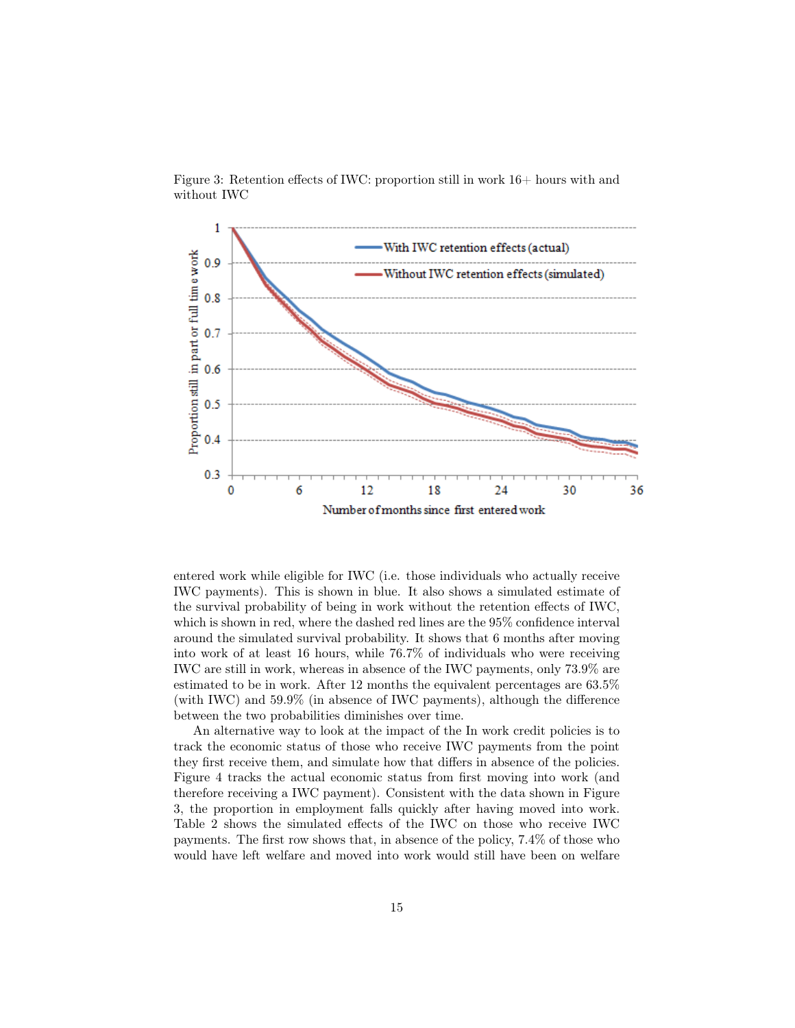Figure 3: Retention effects of IWC: proportion still in work 16+ hours with and without IWC

entered work while eligible for IWC (i.e. those individuals who actually receive IWC payments). This is shown in blue. It also shows a simulated estimate of the survival probability of being in work without the retention effects of IWC, which is shown in red, where the dashed red lines are the 95% confidence interval around the simulated survival probability. It shows that 6 months after moving into work of at least 16 hours, while 76.7% of individuals who were receiving IWC are still in work, whereas in absence of the IWC payments, only 73.9% are estimated to be in work. After 12 months the equivalent percentages are 63.5% (with IWC) and 59.9% (in absence of IWC payments), although the difference between the two probabilities diminishes over time.

An alternative way to look at the impact of the In work credit policies is to track the economic status of those who receive IWC payments from the point they first receive them, and simulate how that differs in absence of the policies. Figure 4 tracks the actual economic status from first moving into work (and therefore receiving a IWC payment). Consistent with the data shown in Figure 3, the proportion in employment falls quickly after having moved into work. Table 2 shows the simulated effects of the IWC on those who receive IWC payments. The first row shows that, in absence of the policy, 7.4% of those who would have left welfare and moved into work would still have been on welfare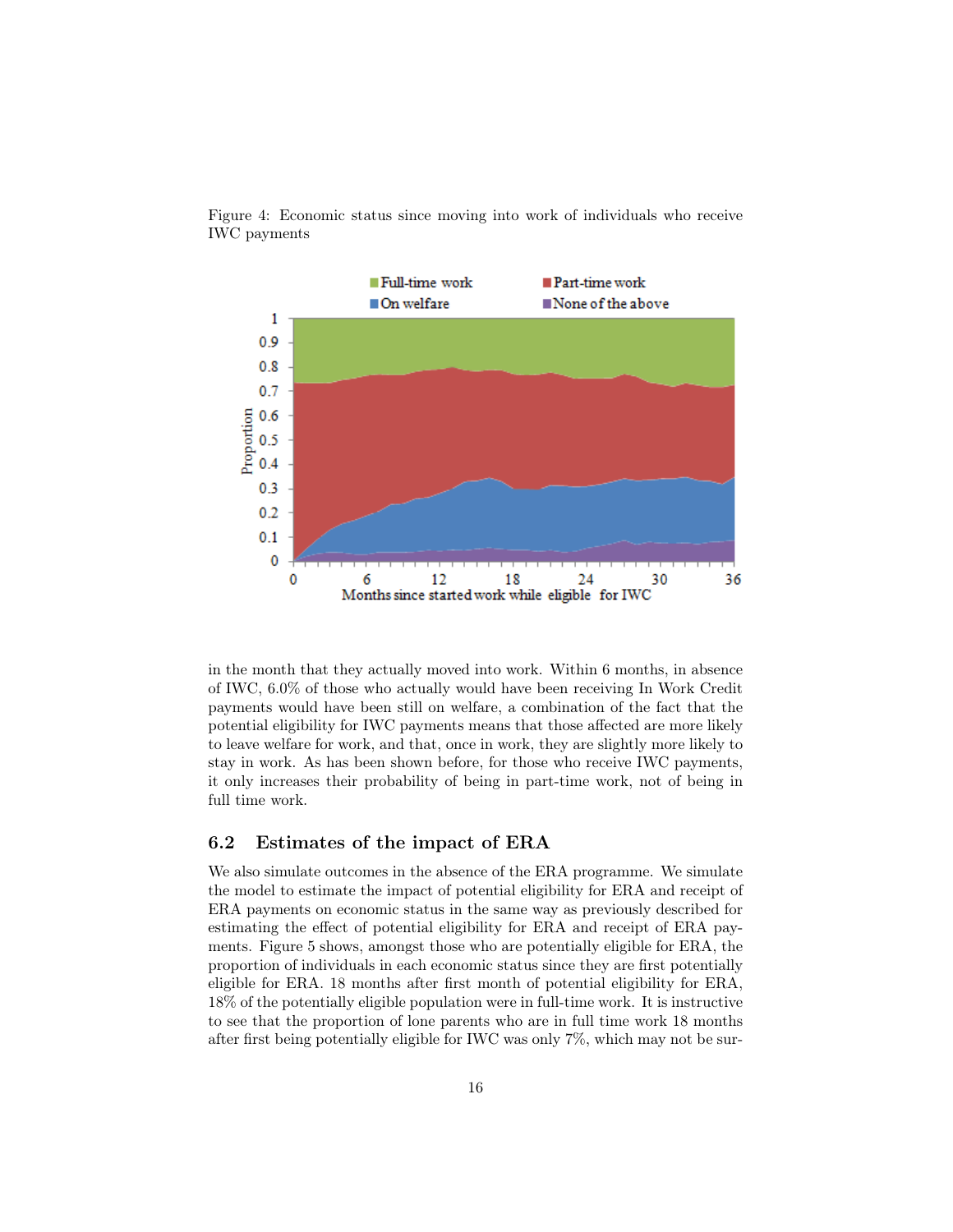Figure 4: Economic status since moving into work of individuals who receive IWC payments

in the month that they actually moved into work. Within 6 months, in absence of IWC, 6.0% of those who actually would have been receiving In Work Credit payments would have been still on welfare, a combination of the fact that the potential eligibility for IWC payments means that those affected are more likely to leave welfare for work, and that, once in work, they are slightly more likely to stay in work. As has been shown before, for those who receive IWC payments, it only increases their probability of being in part-time work, not of being in full time work.

## 6.2 Estimates of the impact of ERA

We also simulate outcomes in the absence of the ERA programme. We simulate the model to estimate the impact of potential eligibility for ERA and receipt of ERA payments on economic status in the same way as previously described for estimating the effect of potential eligibility for ERA and receipt of ERA payments. Figure 5 shows, amongst those who are potentially eligible for ERA, the proportion of individuals in each economic status since they are first potentially eligible for ERA. 18 months after first month of potential eligibility for ERA, 18% of the potentially eligible population were in full-time work. It is instructive to see that the proportion of lone parents who are in full time work 18 months after first being potentially eligible for IWC was only 7%, which may not be sur-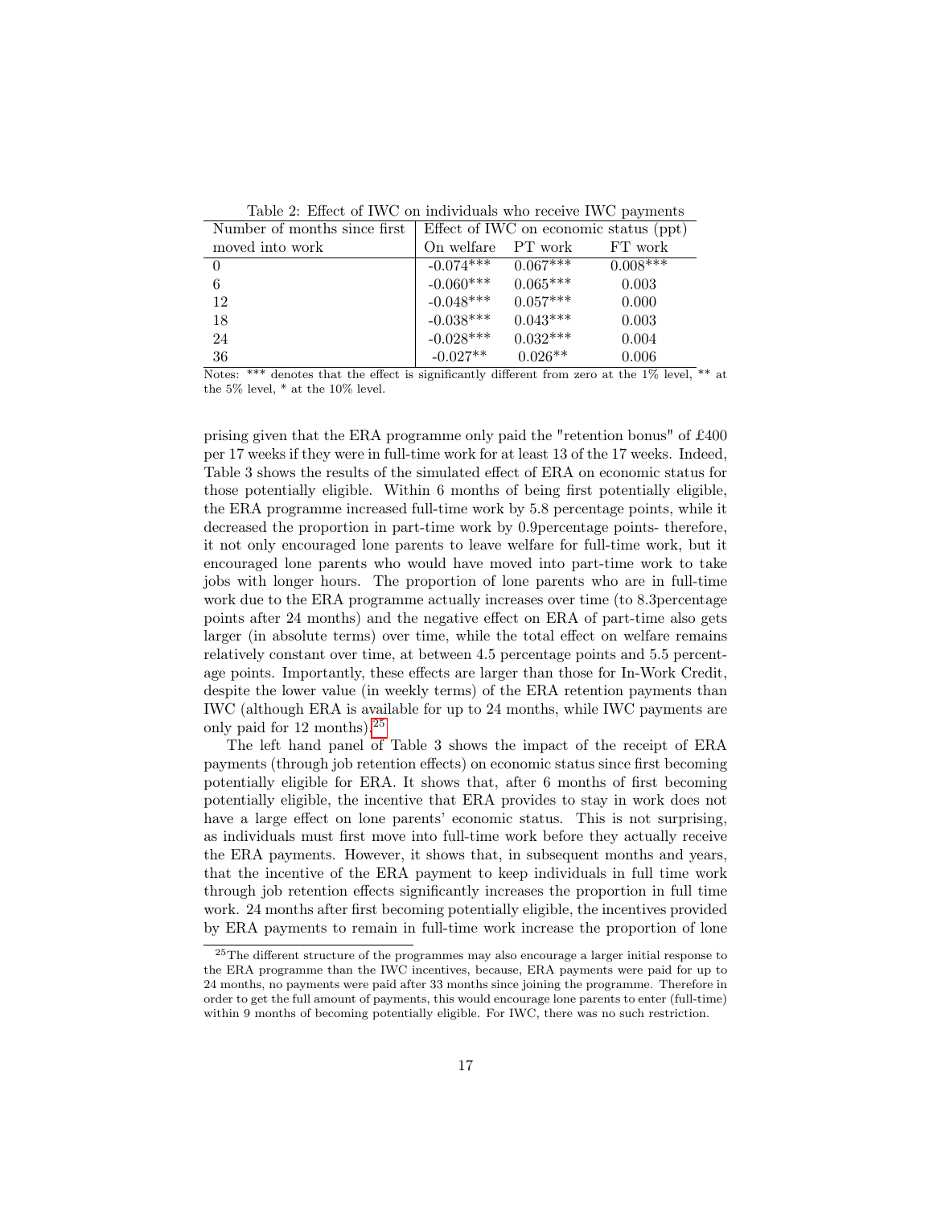Table 2: Effect of IWC on individuals who receive IWC payments

| Number of months since first moved into work | Effect of IWC on economic status (ppt) | | |
|---|---|---|---|
| | On welfare | PT work | FT work |
| 0 | -0.074*** | 0.067*** | 0.008*** |
| 6 | -0.060*** | 0.065*** | 0.003 |
| 12 | -0.048*** | 0.057*** | 0.000 |
| 18 | -0.038*** | 0.043*** | 0.003 |
| 24 | -0.028*** | 0.032*** | 0.004 |
| 36 | -0.027** | 0.026** | 0.006 |

Notes: *** denotes that the effect is significantly different from zero at the 1% level, ** at the 5% level, * at the 10% level.

prising given that the ERA programme only paid the "retention bonus" of £400 per 17 weeks if they were in full-time work for at least 13 of the 17 weeks. Indeed, Table 3 shows the results of the simulated effect of ERA on economic status for those potentially eligible. Within 6 months of being first potentially eligible, the ERA programme increased full-time work by 5.8 percentage points, while it decreased the proportion in part-time work by 0.9percentage points- therefore, it not only encouraged lone parents to leave welfare for full-time work, but it encouraged lone parents who would have moved into part-time work to take jobs with longer hours. The proportion of lone parents who are in full-time work due to the ERA programme actually increases over time (to 8.3percentage points after 24 months) and the negative effect on ERA of part-time also gets larger (in absolute terms) over time, while the total effect on welfare remains relatively constant over time, at between 4.5 percentage points and 5.5 percentage points. Importantly, these effects are larger than those for In-Work Credit, despite the lower value (in weekly terms) of the ERA retention payments than IWC (although ERA is available for up to 24 months, while IWC payments are only paid for 12 months).[25]

The left hand panel of Table 3 shows the impact of the receipt of ERA payments (through job retention effects) on economic status since first becoming potentially eligible for ERA. It shows that, after 6 months of first becoming potentially eligible, the incentive that ERA provides to stay in work does not have a large effect on lone parents' economic status. This is not surprising, as individuals must first move into full-time work before they actually receive the ERA payments. However, it shows that, in subsequent months and years, that the incentive of the ERA payment to keep individuals in full time work through job retention effects significantly increases the proportion in full time work. 24 months after first becoming potentially eligible, the incentives provided by ERA payments to remain in full-time work increase the proportion of lone

[25] The different structure of the programmes may also encourage a larger initial response to the ERA programme than the IWC incentives, because, ERA payments were paid for up to 24 months, no payments were paid after 33 months since joining the programme. Therefore in order to get the full amount of payments, this would encourage lone parents to enter (full-time) within 9 months of becoming potentially eligible. For IWC, there was no such restriction.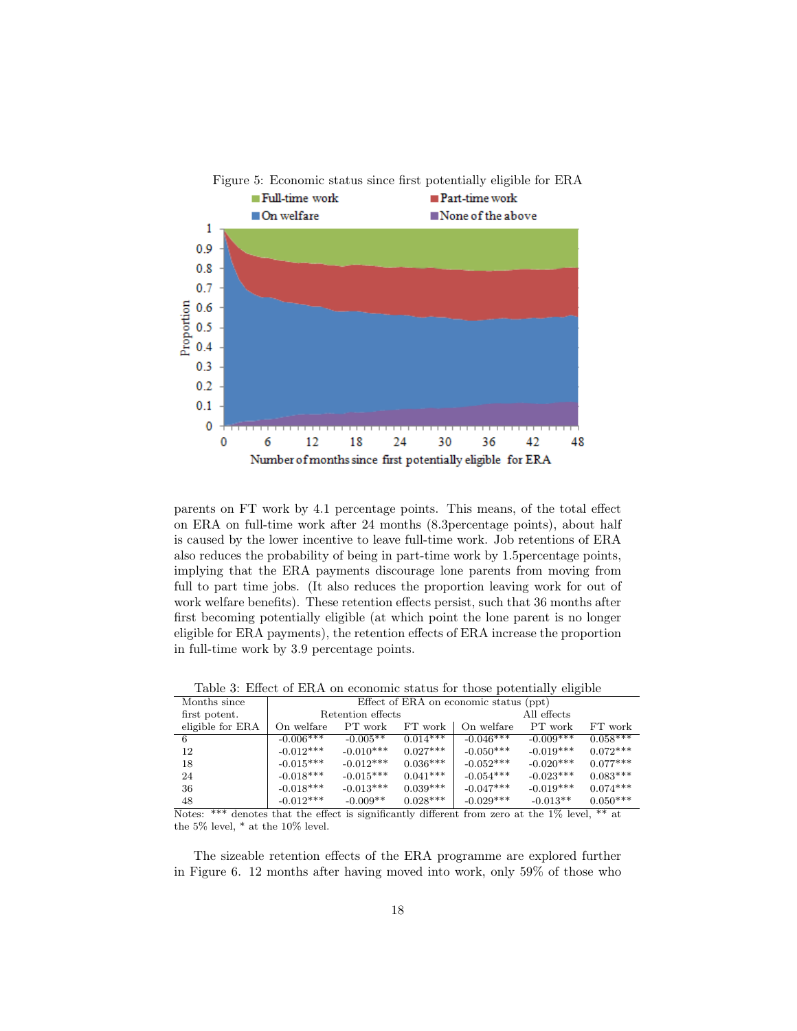Figure 5: Economic status since first potentially eligible for ERA

parents on FT work by 4.1 percentage points. This means, of the total effect on ERA on full-time work after 24 months (8.3percentage points), about half is caused by the lower incentive to leave full-time work. Job retentions of ERA also reduces the probability of being in part-time work by 1.5percentage points, implying that the ERA payments discourage lone parents from moving from full to part time jobs. (It also reduces the proportion leaving work for out of work welfare benefits). These retention effects persist, such that 36 months after first becoming potentially eligible (at which point the lone parent is no longer eligible for ERA payments), the retention effects of ERA increase the proportion in full-time work by 3.9 percentage points.

Table 3: Effect of ERA on economic status for those potentially eligible

| Months since first potent. eligible for ERA | Effect of ERA on economic status (ppt) | | | | | |
|---|---|---|---|---|---|---|
| | Retention effects | | | All effects | | |
| | On welfare | PT work | FT work | On welfare | PT work | FT work |
| 6 | -0.006*** | -0.005** | 0.014*** | -0.046*** | -0.009*** | 0.058*** |
| 12 | -0.012*** | -0.010*** | 0.027*** | -0.050*** | -0.019*** | 0.072*** |
| 18 | -0.015*** | -0.012*** | 0.036*** | -0.052*** | -0.020*** | 0.077*** |
| 24 | -0.018*** | -0.015*** | 0.041*** | -0.054*** | -0.023*** | 0.083*** |
| 36 | -0.018*** | -0.013*** | 0.039*** | -0.047*** | -0.019*** | 0.074*** |
| 48 | -0.012*** | -0.009** | 0.028*** | -0.029*** | -0.013** | 0.050*** |

Notes: *** denotes that the effect is significantly different from zero at the 1% level, ** at the 5% level, * at the 10% level.

The sizeable retention effects of the ERA programme are explored further in Figure 6. 12 months after having moved into work, only 59% of those who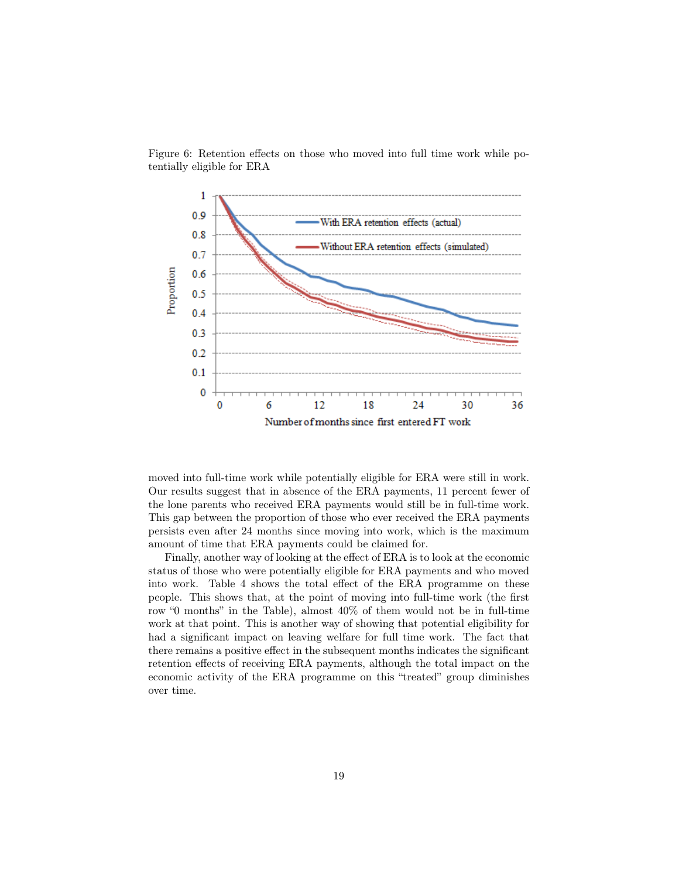Figure 6: Retention effects on those who moved into full time work while potentially eligible for ERA

moved into full-time work while potentially eligible for ERA were still in work. Our results suggest that in absence of the ERA payments, 11 percent fewer of the lone parents who received ERA payments would still be in full-time work. This gap between the proportion of those who ever received the ERA payments persists even after 24 months since moving into work, which is the maximum amount of time that ERA payments could be claimed for.

Finally, another way of looking at the effect of ERA is to look at the economic status of those who were potentially eligible for ERA payments and who moved into work. Table 4 shows the total effect of the ERA programme on these people. This shows that, at the point of moving into full-time work (the first row "0 months" in the Table), almost 40% of them would not be in full-time work at that point. This is another way of showing that potential eligibility for had a significant impact on leaving welfare for full time work. The fact that there remains a positive effect in the subsequent months indicates the significant retention effects of receiving ERA payments, although the total impact on the economic activity of the ERA programme on this "treated" group diminishes over time.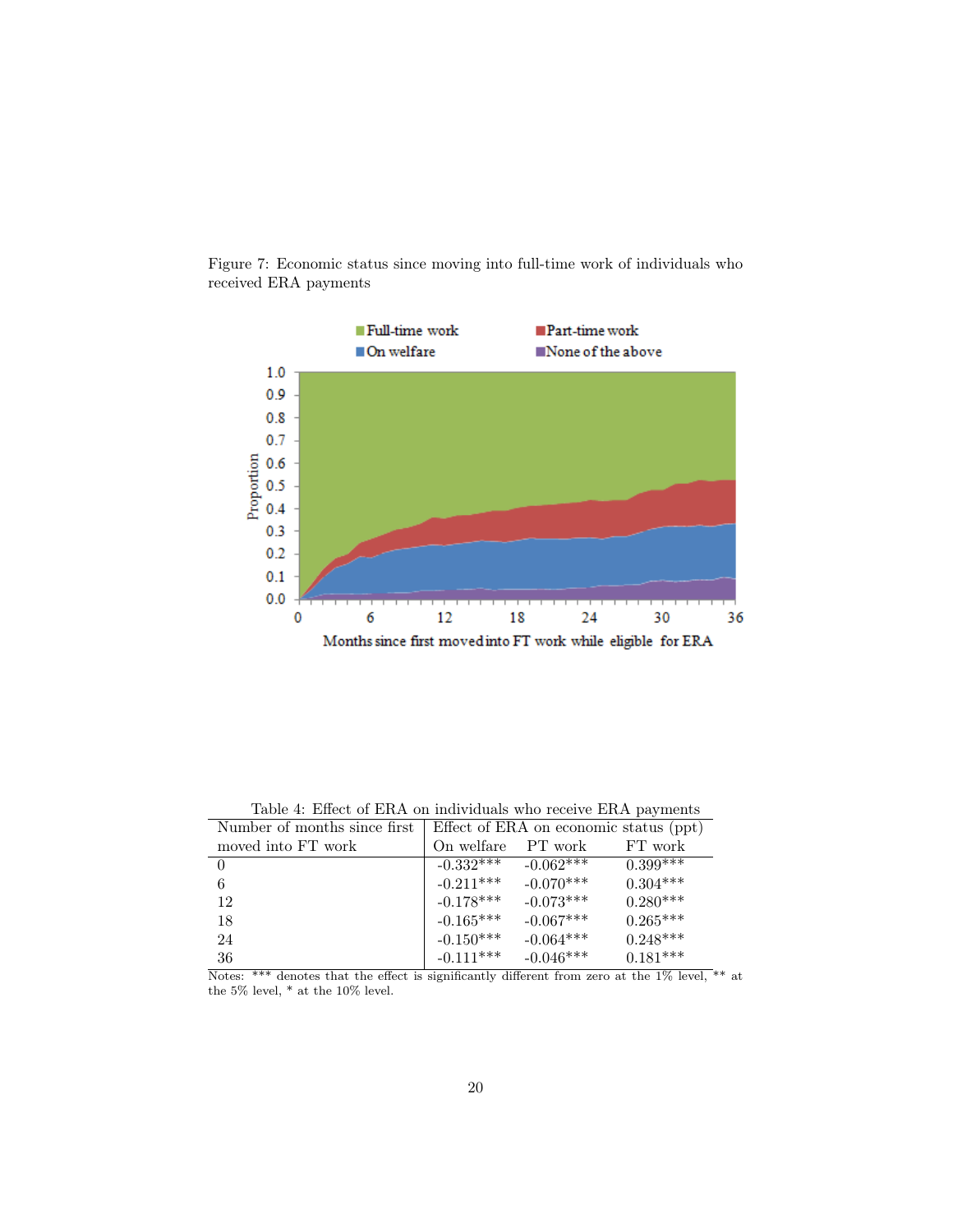Figure 7: Economic status since moving into full-time work of individuals who received ERA payments

Table 4: Effect of ERA on individuals who receive ERA payments

| Number of months since first moved into FT work | Effect of ERA on economic status (ppt) | | |
|---|---|---|---|
| | On welfare | PT work | FT work |
| 0 | -0.332*** | -0.062*** | 0.399*** |
| 6 | -0.211*** | -0.070*** | 0.304*** |
| 12 | -0.178*** | -0.073*** | 0.280*** |
| 18 | -0.165*** | -0.067*** | 0.265*** |
| 24 | -0.150*** | -0.064*** | 0.248*** |
| 36 | -0.111*** | -0.046*** | 0.181*** |

Notes: *** denotes that the effect is significantly different from zero at the 1% level, ** at the 5% level, * at the 10% level.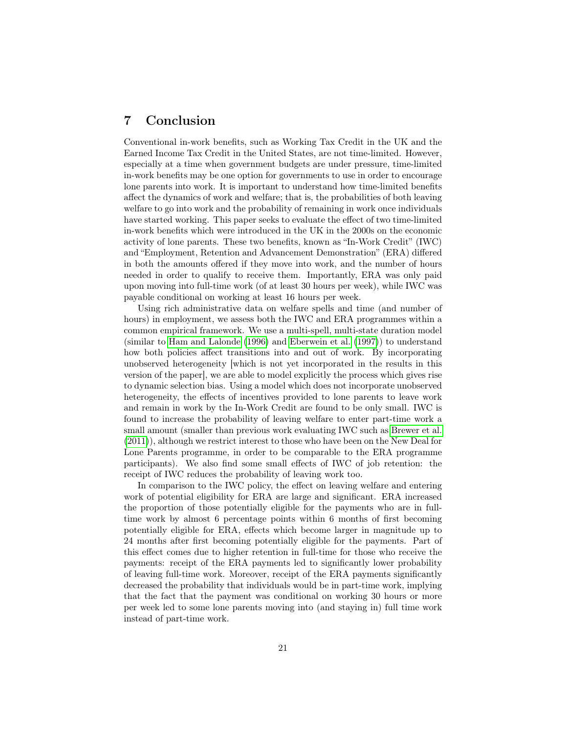# 7 Conclusion

Conventional in-work benefits, such as Working Tax Credit in the UK and the Earned Income Tax Credit in the United States, are not time-limited. However, especially at a time when government budgets are under pressure, time-limited in-work benefits may be one option for governments to use in order to encourage lone parents into work. It is important to understand how time-limited benefits affect the dynamics of work and welfare; that is, the probabilities of both leaving welfare to go into work and the probability of remaining in work once individuals have started working. This paper seeks to evaluate the effect of two time-limited in-work benefits which were introduced in the UK in the 2000s on the economic activity of lone parents. These two benefits, known as "In-Work Credit" (IWC) and "Employment, Retention and Advancement Demonstration" (ERA) differed in both the amounts offered if they move into work, and the number of hours needed in order to qualify to receive them. Importantly, ERA was only paid upon moving into full-time work (of at least 30 hours per week), while IWC was payable conditional on working at least 16 hours per week.

Using rich administrative data on welfare spells and time (and number of hours) in employment, we assess both the IWC and ERA programmes within a common empirical framework. We use a multi-spell, multi-state duration model (similar to Ham and Lalonde (1996) and Eberwein et al. (1997)) to understand how both policies affect transitions into and out of work. By incorporating unobserved heterogeneity [which is not yet incorporated in the results in this version of the paper], we are able to model explicitly the process which gives rise to dynamic selection bias. Using a model which does not incorporate unobserved heterogeneity, the effects of incentives provided to lone parents to leave work and remain in work by the In-Work Credit are found to be only small. IWC is found to increase the probability of leaving welfare to enter part-time work a small amount (smaller than previous work evaluating IWC such as Brewer et al. (2011)), although we restrict interest to those who have been on the New Deal for Lone Parents programme, in order to be comparable to the ERA programme participants). We also find some small effects of IWC of job retention: the receipt of IWC reduces the probability of leaving work too.

In comparison to the IWC policy, the effect on leaving welfare and entering work of potential eligibility for ERA are large and significant. ERA increased the proportion of those potentially eligible for the payments who are in full-time work by almost 6 percentage points within 6 months of first becoming potentially eligible for ERA, effects which become larger in magnitude up to 24 months after first becoming potentially eligible for the payments. Part of this effect comes due to higher retention in full-time for those who receive the payments: receipt of the ERA payments led to significantly lower probability of leaving full-time work. Moreover, receipt of the ERA payments significantly decreased the probability that individuals would be in part-time work, implying that the fact that the payment was conditional on working 30 hours or more per week led to some lone parents moving into (and staying in) full time work instead of part-time work.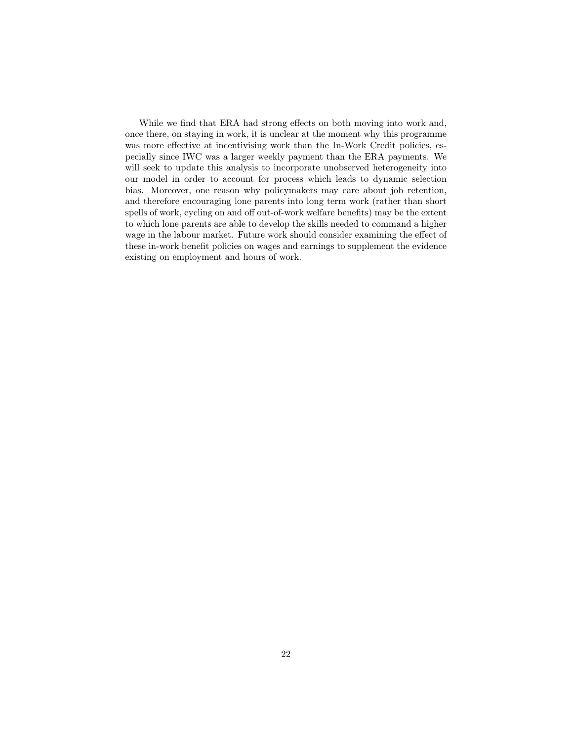While we find that ERA had strong effects on both moving into work and, once there, on staying in work, it is unclear at the moment why this programme was more effective at incentivising work than the In-Work Credit policies, especially since IWC was a larger weekly payment than the ERA payments. We will seek to update this analysis to incorporate unobserved heterogeneity into our model in order to account for process which leads to dynamic selection bias. Moreover, one reason why policymakers may care about job retention, and therefore encouraging lone parents into long term work (rather than short spells of work, cycling on and off out-of-work welfare benefits) may be the extent to which lone parents are able to develop the skills needed to command a higher wage in the labour market. Future work should consider examining the effect of these in-work benefit policies on wages and earnings to supplement the evidence existing on employment and hours of work.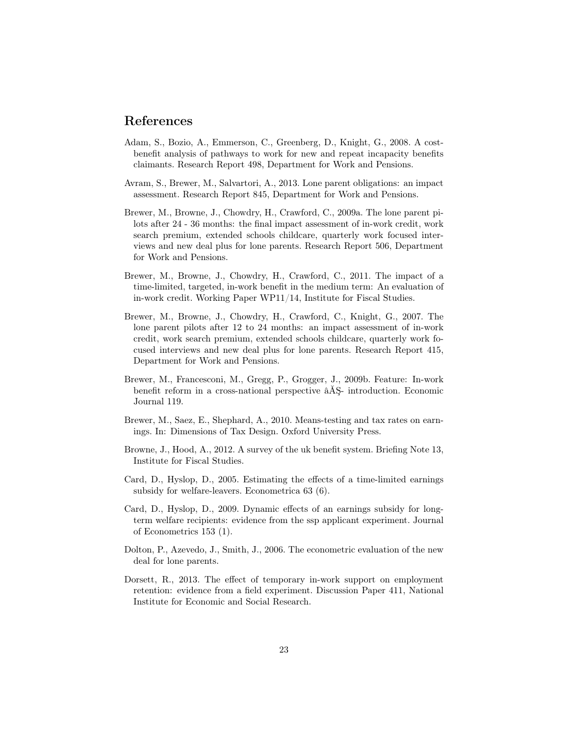## References

Adam, S., Bozio, A., Emmerson, C., Greenberg, D., Knight, G., 2008. A cost-benefit analysis of pathways to work for new and repeat incapacity benefits claimants. Research Report 498, Department for Work and Pensions.

Avram, S., Brewer, M., Salvartori, A., 2013. Lone parent obligations: an impact assessment. Research Report 845, Department for Work and Pensions.

Brewer, M., Browne, J., Chowdry, H., Crawford, C., 2009a. The lone parent pilots after 24 - 36 months: the final impact assessment of in-work credit, work search premium, extended schools childcare, quarterly work focused interviews and new deal plus for lone parents. Research Report 506, Department for Work and Pensions.

Brewer, M., Browne, J., Chowdry, H., Crawford, C., 2011. The impact of a time-limited, targeted, in-work benefit in the medium term: An evaluation of in-work credit. Working Paper WP11/14, Institute for Fiscal Studies.

Brewer, M., Browne, J., Chowdry, H., Crawford, C., Knight, G., 2007. The lone parent pilots after 12 to 24 months: an impact assessment of in-work credit, work search premium, extended schools childcare, quarterly work focused interviews and new deal plus for lone parents. Research Report 415, Department for Work and Pensions.

Brewer, M., Francesconi, M., Gregg, P., Grogger, J., 2009b. Feature: In-work benefit reform in a cross-national perspective âĂŞ- introduction. Economic Journal 119.

Brewer, M., Saez, E., Shephard, A., 2010. Means-testing and tax rates on earnings. In: Dimensions of Tax Design. Oxford University Press.

Browne, J., Hood, A., 2012. A survey of the uk benefit system. Briefing Note 13, Institute for Fiscal Studies.

Card, D., Hyslop, D., 2005. Estimating the effects of a time-limited earnings subsidy for welfare-leavers. Econometrica 63 (6).

Card, D., Hyslop, D., 2009. Dynamic effects of an earnings subsidy for long-term welfare recipients: evidence from the ssp applicant experiment. Journal of Econometrics 153 (1).

Dolton, P., Azevedo, J., Smith, J., 2006. The econometric evaluation of the new deal for lone parents.

Dorsett, R., 2013. The effect of temporary in-work support on employment retention: evidence from a field experiment. Discussion Paper 411, National Institute for Economic and Social Research.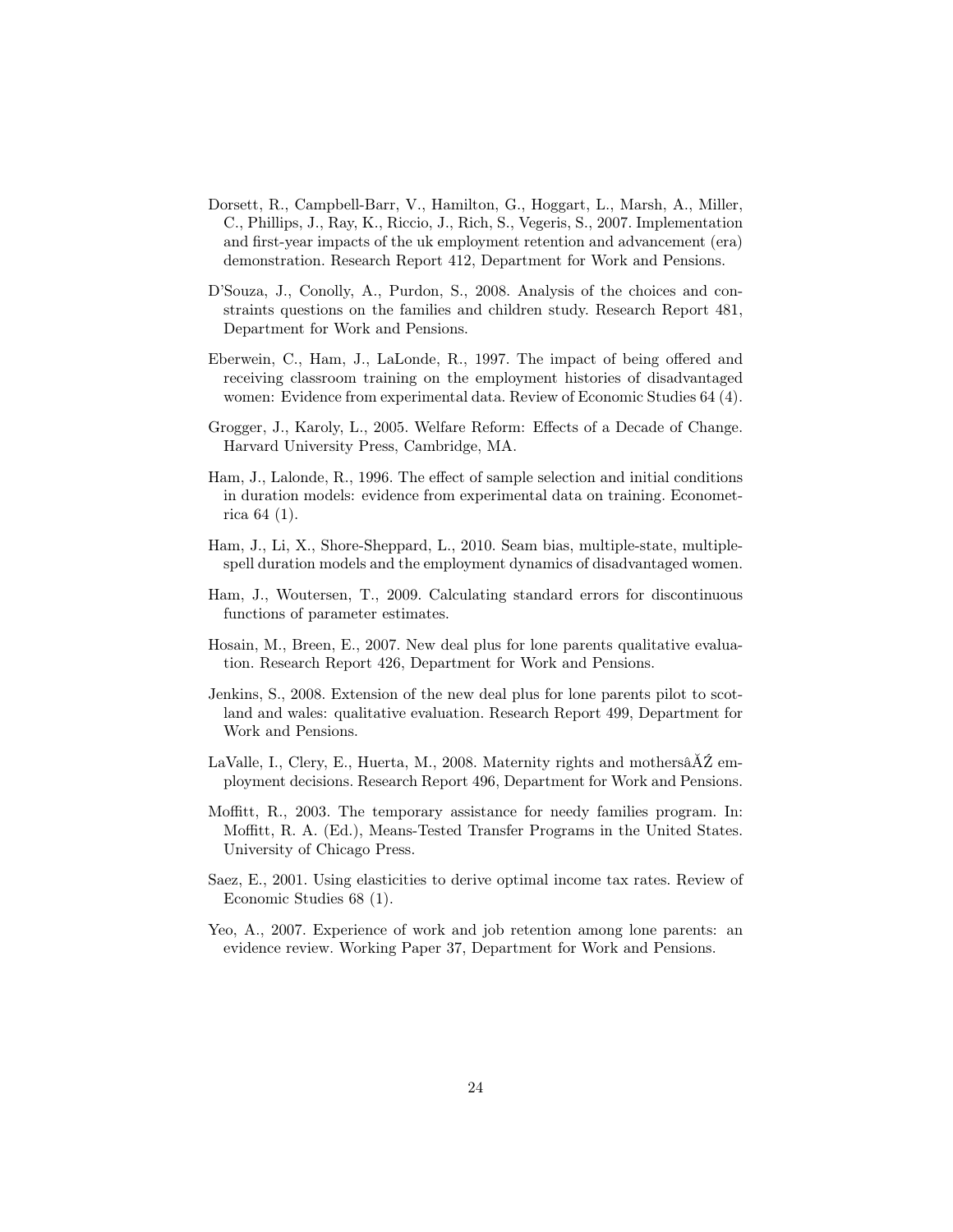Dorsett, R., Campbell-Barr, V., Hamilton, G., Hoggart, L., Marsh, A., Miller, C., Phillips, J., Ray, K., Riccio, J., Rich, S., Vegeris, S., 2007. Implementation and first-year impacts of the uk employment retention and advancement (era) demonstration. Research Report 412, Department for Work and Pensions.

D'Souza, J., Conolly, A., Purdon, S., 2008. Analysis of the choices and constraints questions on the families and children study. Research Report 481, Department for Work and Pensions.

Eberwein, C., Ham, J., LaLonde, R., 1997. The impact of being offered and receiving classroom training on the employment histories of disadvantaged women: Evidence from experimental data. Review of Economic Studies 64 (4).

Grogger, J., Karoly, L., 2005. Welfare Reform: Effects of a Decade of Change. Harvard University Press, Cambridge, MA.

Ham, J., Lalonde, R., 1996. The effect of sample selection and initial conditions in duration models: evidence from experimental data on training. Econometrica 64 (1).

Ham, J., Li, X., Shore-Sheppard, L., 2010. Seam bias, multiple-state, multiple-spell duration models and the employment dynamics of disadvantaged women.

Ham, J., Woutersen, T., 2009. Calculating standard errors for discontinuous functions of parameter estimates.

Hosain, M., Breen, E., 2007. New deal plus for lone parents qualitative evaluation. Research Report 426, Department for Work and Pensions.

Jenkins, S., 2008. Extension of the new deal plus for lone parents pilot to scotland and wales: qualitative evaluation. Research Report 499, Department for Work and Pensions.

LaValle, I., Clery, E., Huerta, M., 2008. Maternity rights and mothersâĂŹ employment decisions. Research Report 496, Department for Work and Pensions.

Moffitt, R., 2003. The temporary assistance for needy families program. In: Moffitt, R. A. (Ed.), Means-Tested Transfer Programs in the United States. University of Chicago Press.

Saez, E., 2001. Using elasticities to derive optimal income tax rates. Review of Economic Studies 68 (1).

Yeo, A., 2007. Experience of work and job retention among lone parents: an evidence review. Working Paper 37, Department for Work and Pensions.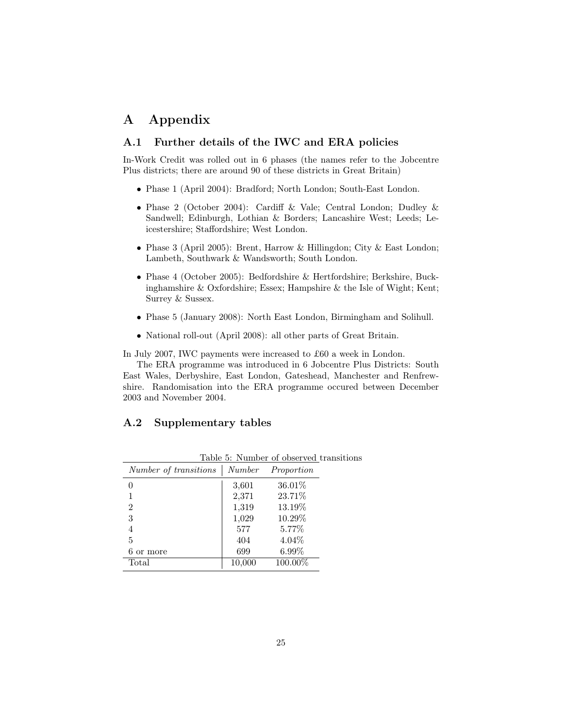# A Appendix

## A.1 Further details of the IWC and ERA policies

In-Work Credit was rolled out in 6 phases (the names refer to the Jobcentre Plus districts; there are around 90 of these districts in Great Britain)

- Phase 1 (April 2004): Bradford; North London; South-East London.
- Phase 2 (October 2004): Cardiff & Vale; Central London; Dudley & Sandwell; Edinburgh, Lothian & Borders; Lancashire West; Leeds; Leicestershire; Staffordshire; West London.
- Phase 3 (April 2005): Brent, Harrow & Hillingdon; City & East London; Lambeth, Southwark & Wandsworth; South London.
- Phase 4 (October 2005): Bedfordshire & Hertfordshire; Berkshire, Buckinghamshire & Oxfordshire; Essex; Hampshire & the Isle of Wight; Kent; Surrey & Sussex.
- Phase 5 (January 2008): North East London, Birmingham and Solihull.
- National roll-out (April 2008): all other parts of Great Britain.

In July 2007, IWC payments were increased to £60 a week in London.

The ERA programme was introduced in 6 Jobcentre Plus Districts: South East Wales, Derbyshire, East London, Gateshead, Manchester and Renfrewshire. Randomisation into the ERA programme occured between December 2003 and November 2004.

## A.2 Supplementary tables

Table 5: Number of observed transitions

| *Number of transitions* | *Number* | *Proportion* |
|---|---|---|
| 0 | 3,601 | 36.01% |
| 1 | 2,371 | 23.71% |
| 2 | 1,319 | 13.19% |
| 3 | 1,029 | 10.29% |
| 4 | 577 | 5.77% |
| 5 | 404 | 4.04% |
| 6 or more | 699 | 6.99% |
| Total | 10,000 | 100.00% |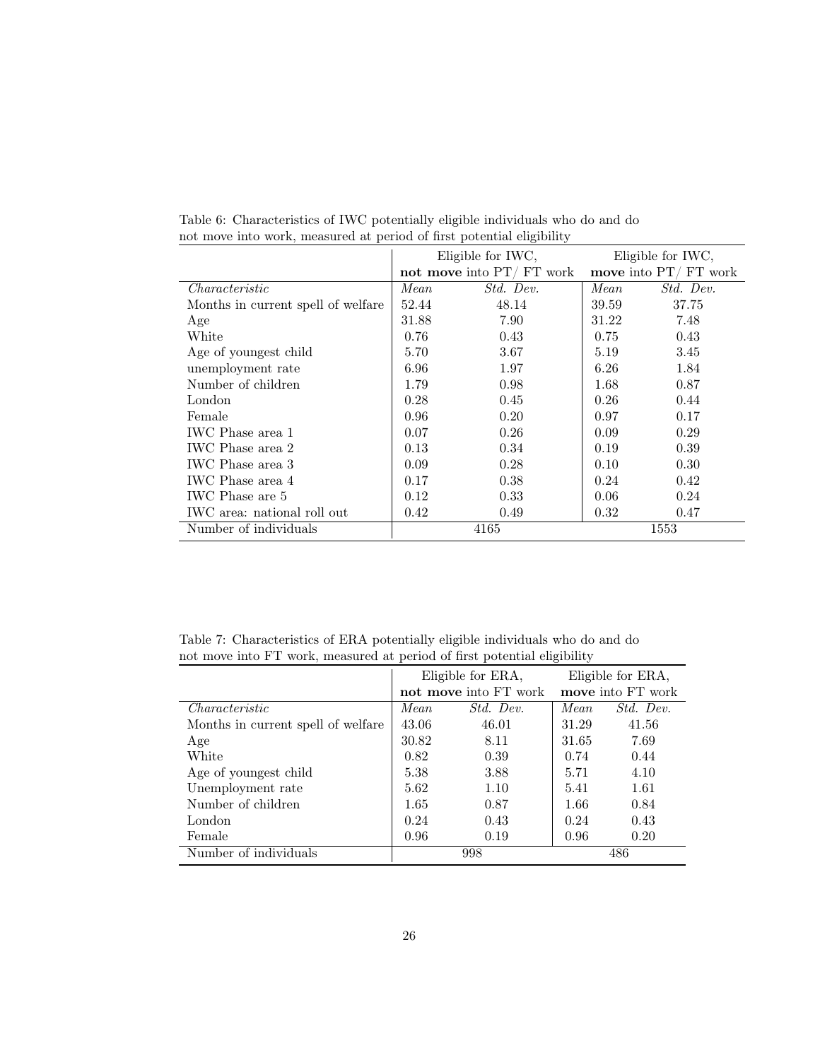Table 6: Characteristics of IWC potentially eligible individuals who do and do not move into work, measured at period of first potential eligibility

| | Eligible for IWC, **not move** into PT/ FT work | | Eligible for IWC, **move** into PT/ FT work | |
|---|---|---|---|---|
| *Characteristic* | *Mean* | *Std. Dev.* | *Mean* | *Std. Dev.* |
| Months in current spell of welfare | 52.44 | 48.14 | 39.59 | 37.75 |
| Age | 31.88 | 7.90 | 31.22 | 7.48 |
| White | 0.76 | 0.43 | 0.75 | 0.43 |
| Age of youngest child | 5.70 | 3.67 | 5.19 | 3.45 |
| unemployment rate | 6.96 | 1.97 | 6.26 | 1.84 |
| Number of children | 1.79 | 0.98 | 1.68 | 0.87 |
| London | 0.28 | 0.45 | 0.26 | 0.44 |
| Female | 0.96 | 0.20 | 0.97 | 0.17 |
| IWC Phase area 1 | 0.07 | 0.26 | 0.09 | 0.29 |
| IWC Phase area 2 | 0.13 | 0.34 | 0.19 | 0.39 |
| IWC Phase area 3 | 0.09 | 0.28 | 0.10 | 0.30 |
| IWC Phase area 4 | 0.17 | 0.38 | 0.24 | 0.42 |
| IWC Phase are 5 | 0.12 | 0.33 | 0.06 | 0.24 |
| IWC area: national roll out | 0.42 | 0.49 | 0.32 | 0.47 |
| Number of individuals | 4165 | | 1553 | |

Table 7: Characteristics of ERA potentially eligible individuals who do and do not move into FT work, measured at period of first potential eligibility

| | Eligible for ERA, **not move** into FT work | | Eligible for ERA, **move** into FT work | |
|---|---|---|---|---|
| *Characteristic* | *Mean* | *Std. Dev.* | *Mean* | *Std. Dev.* |
| Months in current spell of welfare | 43.06 | 46.01 | 31.29 | 41.56 |
| Age | 30.82 | 8.11 | 31.65 | 7.69 |
| White | 0.82 | 0.39 | 0.74 | 0.44 |
| Age of youngest child | 5.38 | 3.88 | 5.71 | 4.10 |
| Unemployment rate | 5.62 | 1.10 | 5.41 | 1.61 |
| Number of children | 1.65 | 0.87 | 1.66 | 0.84 |
| London | 0.24 | 0.43 | 0.24 | 0.43 |
| Female | 0.96 | 0.19 | 0.96 | 0.20 |
| Number of individuals | 998 | | 486 | |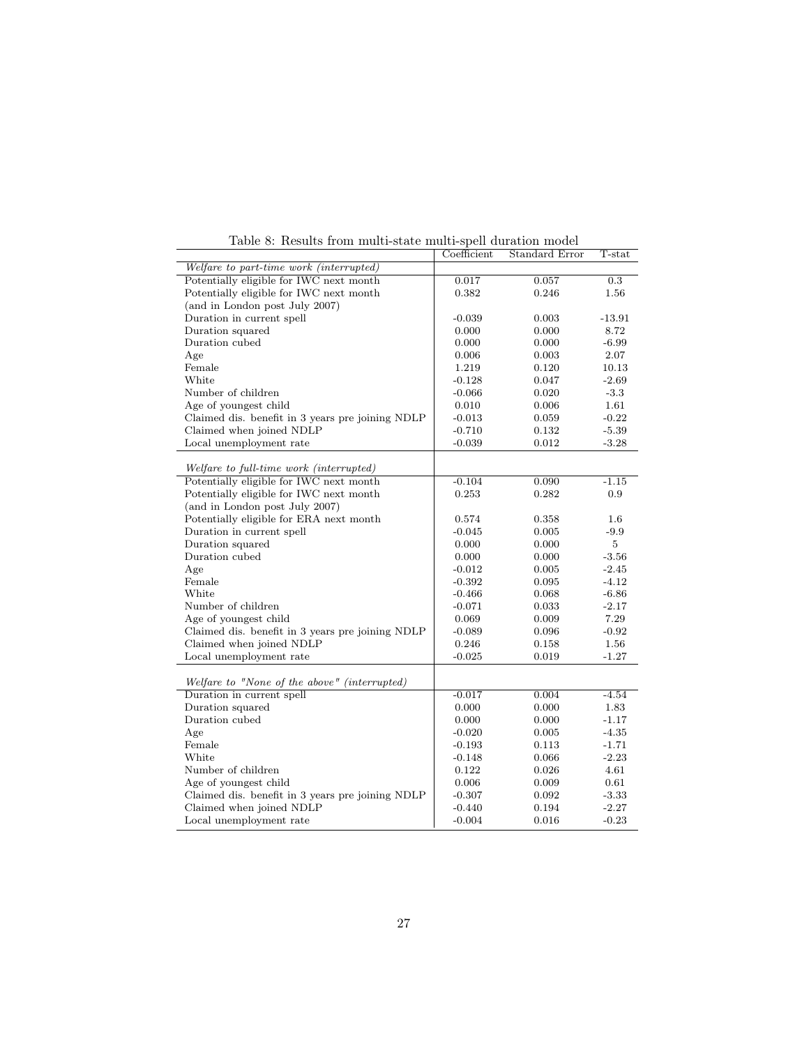Table 8: Results from multi-state multi-spell duration model

| | Coefficient | Standard Error | T-stat |
|---|---|---|---|
| *Welfare to part-time work (interrupted)* | | | |
| Potentially eligible for IWC next month | 0.017 | 0.057 | 0.3 |
| Potentially eligible for IWC next month (and in London post July 2007) | 0.382 | 0.246 | 1.56 |
| Duration in current spell | -0.039 | 0.003 | -13.91 |
| Duration squared | 0.000 | 0.000 | 8.72 |
| Duration cubed | 0.000 | 0.000 | -6.99 |
| Age | 0.006 | 0.003 | 2.07 |
| Female | 1.219 | 0.120 | 10.13 |
| White | -0.128 | 0.047 | -2.69 |
| Number of children | -0.066 | 0.020 | -3.3 |
| Age of youngest child | 0.010 | 0.006 | 1.61 |
| Claimed dis. benefit in 3 years pre joining NDLP | -0.013 | 0.059 | -0.22 |
| Claimed when joined NDLP | -0.710 | 0.132 | -5.39 |
| Local unemployment rate | -0.039 | 0.012 | -3.28 |
| *Welfare to full-time work (interrupted)* | | | |
| Potentially eligible for IWC next month | -0.104 | 0.090 | -1.15 |
| Potentially eligible for IWC next month (and in London post July 2007) | 0.253 | 0.282 | 0.9 |
| Potentially eligible for ERA next month | 0.574 | 0.358 | 1.6 |
| Duration in current spell | -0.045 | 0.005 | -9.9 |
| Duration squared | 0.000 | 0.000 | 5 |
| Duration cubed | 0.000 | 0.000 | -3.56 |
| Age | -0.012 | 0.005 | -2.45 |
| Female | -0.392 | 0.095 | -4.12 |
| White | -0.466 | 0.068 | -6.86 |
| Number of children | -0.071 | 0.033 | -2.17 |
| Age of youngest child | 0.069 | 0.009 | 7.29 |
| Claimed dis. benefit in 3 years pre joining NDLP | -0.089 | 0.096 | -0.92 |
| Claimed when joined NDLP | 0.246 | 0.158 | 1.56 |
| Local unemployment rate | -0.025 | 0.019 | -1.27 |
| *Welfare to "None of the above" (interrupted)* | | | |
| Duration in current spell | -0.017 | 0.004 | -4.54 |
| Duration squared | 0.000 | 0.000 | 1.83 |
| Duration cubed | 0.000 | 0.000 | -1.17 |
| Age | -0.020 | 0.005 | -4.35 |
| Female | -0.193 | 0.113 | -1.71 |
| White | -0.148 | 0.066 | -2.23 |
| Number of children | 0.122 | 0.026 | 4.61 |
| Age of youngest child | 0.006 | 0.009 | 0.61 |
| Claimed dis. benefit in 3 years pre joining NDLP | -0.307 | 0.092 | -3.33 |
| Claimed when joined NDLP | -0.440 | 0.194 | -2.27 |
| Local unemployment rate | -0.004 | 0.016 | -0.23 |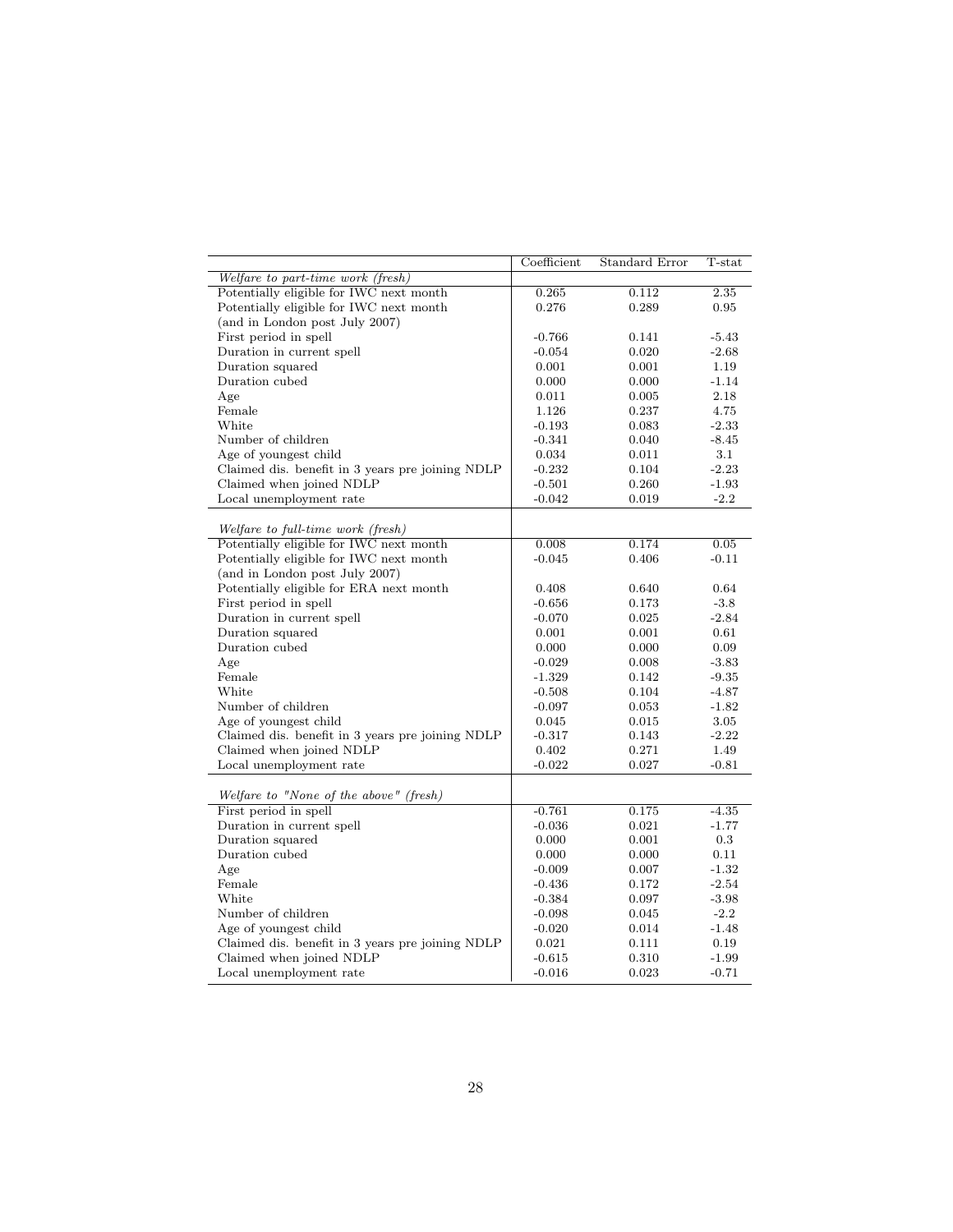| | Coefficient | Standard Error | T-stat |
|---|---|---|---|
| *Welfare to part-time work (fresh)* | | | |
| Potentially eligible for IWC next month | 0.265 | 0.112 | 2.35 |
| Potentially eligible for IWC next month (and in London post July 2007) | 0.276 | 0.289 | 0.95 |
| First period in spell | -0.766 | 0.141 | -5.43 |
| Duration in current spell | -0.054 | 0.020 | -2.68 |
| Duration squared | 0.001 | 0.001 | 1.19 |
| Duration cubed | 0.000 | 0.000 | -1.14 |
| Age | 0.011 | 0.005 | 2.18 |
| Female | 1.126 | 0.237 | 4.75 |
| White | -0.193 | 0.083 | -2.33 |
| Number of children | -0.341 | 0.040 | -8.45 |
| Age of youngest child | 0.034 | 0.011 | 3.1 |
| Claimed dis. benefit in 3 years pre joining NDLP | -0.232 | 0.104 | -2.23 |
| Claimed when joined NDLP | -0.501 | 0.260 | -1.93 |
| Local unemployment rate | -0.042 | 0.019 | -2.2 |
| *Welfare to full-time work (fresh)* | | | |
| Potentially eligible for IWC next month | 0.008 | 0.174 | 0.05 |
| Potentially eligible for IWC next month (and in London post July 2007) | -0.045 | 0.406 | -0.11 |
| Potentially eligible for ERA next month | 0.408 | 0.640 | 0.64 |
| First period in spell | -0.656 | 0.173 | -3.8 |
| Duration in current spell | -0.070 | 0.025 | -2.84 |
| Duration squared | 0.001 | 0.001 | 0.61 |
| Duration cubed | 0.000 | 0.000 | 0.09 |
| Age | -0.029 | 0.008 | -3.83 |
| Female | -1.329 | 0.142 | -9.35 |
| White | -0.508 | 0.104 | -4.87 |
| Number of children | -0.097 | 0.053 | -1.82 |
| Age of youngest child | 0.045 | 0.015 | 3.05 |
| Claimed dis. benefit in 3 years pre joining NDLP | -0.317 | 0.143 | -2.22 |
| Claimed when joined NDLP | 0.402 | 0.271 | 1.49 |
| Local unemployment rate | -0.022 | 0.027 | -0.81 |
| *Welfare to "None of the above" (fresh)* | | | |
| First period in spell | -0.761 | 0.175 | -4.35 |
| Duration in current spell | -0.036 | 0.021 | -1.77 |
| Duration squared | 0.000 | 0.001 | 0.3 |
| Duration cubed | 0.000 | 0.000 | 0.11 |
| Age | -0.009 | 0.007 | -1.32 |
| Female | -0.436 | 0.172 | -2.54 |
| White | -0.384 | 0.097 | -3.98 |
| Number of children | -0.098 | 0.045 | -2.2 |
| Age of youngest child | -0.020 | 0.014 | -1.48 |
| Claimed dis. benefit in 3 years pre joining NDLP | 0.021 | 0.111 | 0.19 |
| Claimed when joined NDLP | -0.615 | 0.310 | -1.99 |
| Local unemployment rate | -0.016 | 0.023 | -0.71 |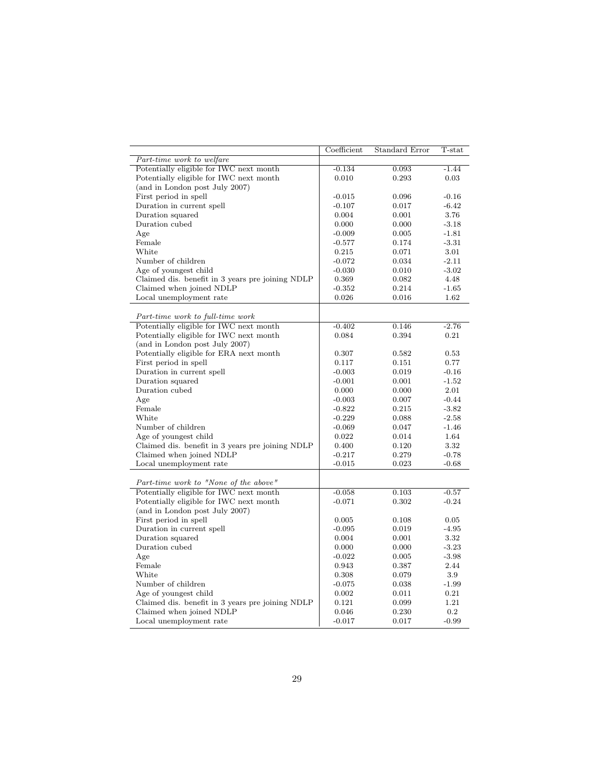| | Coefficient | Standard Error | T-stat |
|---|---|---|---|
| *Part-time work to welfare* | | | |
| Potentially eligible for IWC next month | -0.134 | 0.093 | -1.44 |
| Potentially eligible for IWC next month (and in London post July 2007) | 0.010 | 0.293 | 0.03 |
| First period in spell | -0.015 | 0.096 | -0.16 |
| Duration in current spell | -0.107 | 0.017 | -6.42 |
| Duration squared | 0.004 | 0.001 | 3.76 |
| Duration cubed | 0.000 | 0.000 | -3.18 |
| Age | -0.009 | 0.005 | -1.81 |
| Female | -0.577 | 0.174 | -3.31 |
| White | 0.215 | 0.071 | 3.01 |
| Number of children | -0.072 | 0.034 | -2.11 |
| Age of youngest child | -0.030 | 0.010 | -3.02 |
| Claimed dis. benefit in 3 years pre joining NDLP | 0.369 | 0.082 | 4.48 |
| Claimed when joined NDLP | -0.352 | 0.214 | -1.65 |
| Local unemployment rate | 0.026 | 0.016 | 1.62 |
| *Part-time work to full-time work* | | | |
| Potentially eligible for IWC next month | -0.402 | 0.146 | -2.76 |
| Potentially eligible for IWC next month (and in London post July 2007) | 0.084 | 0.394 | 0.21 |
| Potentially eligible for ERA next month | 0.307 | 0.582 | 0.53 |
| First period in spell | 0.117 | 0.151 | 0.77 |
| Duration in current spell | -0.003 | 0.019 | -0.16 |
| Duration squared | -0.001 | 0.001 | -1.52 |
| Duration cubed | 0.000 | 0.000 | 2.01 |
| Age | -0.003 | 0.007 | -0.44 |
| Female | -0.822 | 0.215 | -3.82 |
| White | -0.229 | 0.088 | -2.58 |
| Number of children | -0.069 | 0.047 | -1.46 |
| Age of youngest child | 0.022 | 0.014 | 1.64 |
| Claimed dis. benefit in 3 years pre joining NDLP | 0.400 | 0.120 | 3.32 |
| Claimed when joined NDLP | -0.217 | 0.279 | -0.78 |
| Local unemployment rate | -0.015 | 0.023 | -0.68 |
| *Part-time work to "None of the above"* | | | |
| Potentially eligible for IWC next month | -0.058 | 0.103 | -0.57 |
| Potentially eligible for IWC next month (and in London post July 2007) | -0.071 | 0.302 | -0.24 |
| First period in spell | 0.005 | 0.108 | 0.05 |
| Duration in current spell | -0.095 | 0.019 | -4.95 |
| Duration squared | 0.004 | 0.001 | 3.32 |
| Duration cubed | 0.000 | 0.000 | -3.23 |
| Age | -0.022 | 0.005 | -3.98 |
| Female | 0.943 | 0.387 | 2.44 |
| White | 0.308 | 0.079 | 3.9 |
| Number of children | -0.075 | 0.038 | -1.99 |
| Age of youngest child | 0.002 | 0.011 | 0.21 |
| Claimed dis. benefit in 3 years pre joining NDLP | 0.121 | 0.099 | 1.21 |
| Claimed when joined NDLP | 0.046 | 0.230 | 0.2 |
| Local unemployment rate | -0.017 | 0.017 | -0.99 |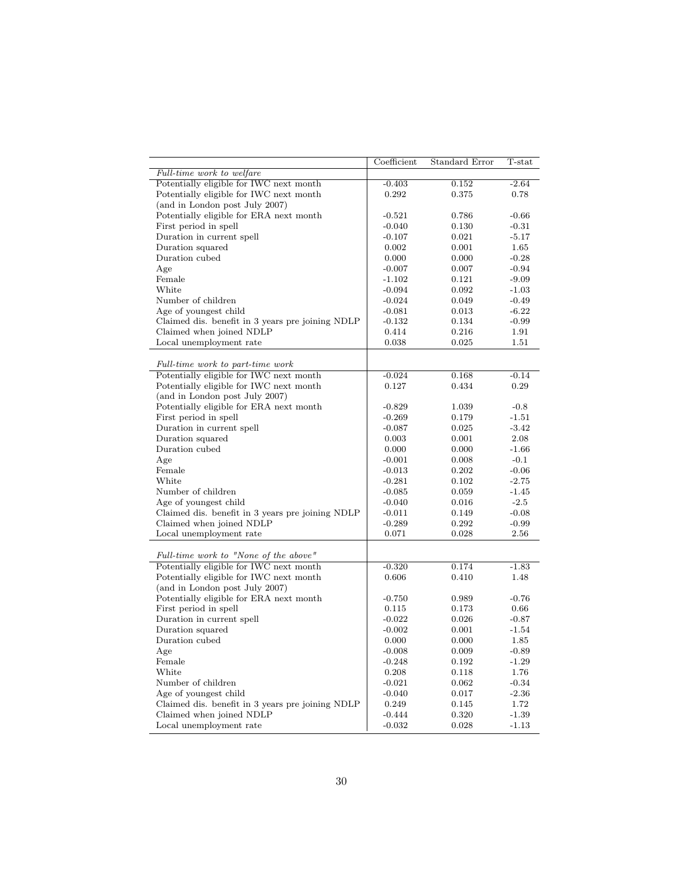| | Coefficient | Standard Error | T-stat |
|---|---|---|---|
| *Full-time work to welfare* | | | |
| Potentially eligible for IWC next month | -0.403 | 0.152 | -2.64 |
| Potentially eligible for IWC next month (and in London post July 2007) | 0.292 | 0.375 | 0.78 |
| Potentially eligible for ERA next month | -0.521 | 0.786 | -0.66 |
| First period in spell | -0.040 | 0.130 | -0.31 |
| Duration in current spell | -0.107 | 0.021 | -5.17 |
| Duration squared | 0.002 | 0.001 | 1.65 |
| Duration cubed | 0.000 | 0.000 | -0.28 |
| Age | -0.007 | 0.007 | -0.94 |
| Female | -1.102 | 0.121 | -9.09 |
| White | -0.094 | 0.092 | -1.03 |
| Number of children | -0.024 | 0.049 | -0.49 |
| Age of youngest child | -0.081 | 0.013 | -6.22 |
| Claimed dis. benefit in 3 years pre joining NDLP | -0.132 | 0.134 | -0.99 |
| Claimed when joined NDLP | 0.414 | 0.216 | 1.91 |
| Local unemployment rate | 0.038 | 0.025 | 1.51 |
| *Full-time work to part-time work* | | | |
| Potentially eligible for IWC next month | -0.024 | 0.168 | -0.14 |
| Potentially eligible for IWC next month (and in London post July 2007) | 0.127 | 0.434 | 0.29 |
| Potentially eligible for ERA next month | -0.829 | 1.039 | -0.8 |
| First period in spell | -0.269 | 0.179 | -1.51 |
| Duration in current spell | -0.087 | 0.025 | -3.42 |
| Duration squared | 0.003 | 0.001 | 2.08 |
| Duration cubed | 0.000 | 0.000 | -1.66 |
| Age | -0.001 | 0.008 | -0.1 |
| Female | -0.013 | 0.202 | -0.06 |
| White | -0.281 | 0.102 | -2.75 |
| Number of children | -0.085 | 0.059 | -1.45 |
| Age of youngest child | -0.040 | 0.016 | -2.5 |
| Claimed dis. benefit in 3 years pre joining NDLP | -0.011 | 0.149 | -0.08 |
| Claimed when joined NDLP | -0.289 | 0.292 | -0.99 |
| Local unemployment rate | 0.071 | 0.028 | 2.56 |
| *Full-time work to "None of the above"* | | | |
| Potentially eligible for IWC next month | -0.320 | 0.174 | -1.83 |
| Potentially eligible for IWC next month (and in London post July 2007) | 0.606 | 0.410 | 1.48 |
| Potentially eligible for ERA next month | -0.750 | 0.989 | -0.76 |
| First period in spell | 0.115 | 0.173 | 0.66 |
| Duration in current spell | -0.022 | 0.026 | -0.87 |
| Duration squared | -0.002 | 0.001 | -1.54 |
| Duration cubed | 0.000 | 0.000 | 1.85 |
| Age | -0.008 | 0.009 | -0.89 |
| Female | -0.248 | 0.192 | -1.29 |
| White | 0.208 | 0.118 | 1.76 |
| Number of children | -0.021 | 0.062 | -0.34 |
| Age of youngest child | -0.040 | 0.017 | -2.36 |
| Claimed dis. benefit in 3 years pre joining NDLP | 0.249 | 0.145 | 1.72 |
| Claimed when joined NDLP | -0.444 | 0.320 | -1.39 |
| Local unemployment rate | -0.032 | 0.028 | -1.13 |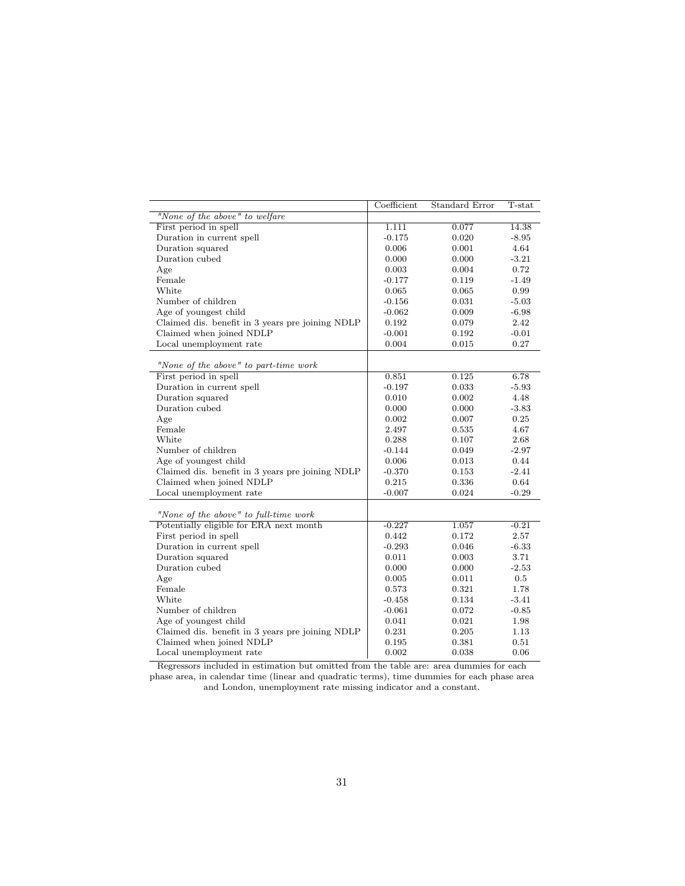| | Coefficient | Standard Error | T-stat |
|---|---|---|---|
| *"None of the above" to welfare* | | | |
| First period in spell | 1.111 | 0.077 | 14.38 |
| Duration in current spell | -0.175 | 0.020 | -8.95 |
| Duration squared | 0.006 | 0.001 | 4.64 |
| Duration cubed | 0.000 | 0.000 | -3.21 |
| Age | 0.003 | 0.004 | 0.72 |
| Female | -0.177 | 0.119 | -1.49 |
| White | 0.065 | 0.065 | 0.99 |
| Number of children | -0.156 | 0.031 | -5.03 |
| Age of youngest child | -0.062 | 0.009 | -6.98 |
| Claimed dis. benefit in 3 years pre joining NDLP | 0.192 | 0.079 | 2.42 |
| Claimed when joined NDLP | -0.001 | 0.192 | -0.01 |
| Local unemployment rate | 0.004 | 0.015 | 0.27 |
| *"None of the above" to part-time work* | | | |
| First period in spell | 0.851 | 0.125 | 6.78 |
| Duration in current spell | -0.197 | 0.033 | -5.93 |
| Duration squared | 0.010 | 0.002 | 4.48 |
| Duration cubed | 0.000 | 0.000 | -3.83 |
| Age | 0.002 | 0.007 | 0.25 |
| Female | 2.497 | 0.535 | 4.67 |
| White | 0.288 | 0.107 | 2.68 |
| Number of children | -0.144 | 0.049 | -2.97 |
| Age of youngest child | 0.006 | 0.013 | 0.44 |
| Claimed dis. benefit in 3 years pre joining NDLP | -0.370 | 0.153 | -2.41 |
| Claimed when joined NDLP | 0.215 | 0.336 | 0.64 |
| Local unemployment rate | -0.007 | 0.024 | -0.29 |
| *"None of the above" to full-time work* | | | |
| Potentially eligible for ERA next month | -0.227 | 1.057 | -0.21 |
| First period in spell | 0.442 | 0.172 | 2.57 |
| Duration in current spell | -0.293 | 0.046 | -6.33 |
| Duration squared | 0.011 | 0.003 | 3.71 |
| Duration cubed | 0.000 | 0.000 | -2.53 |
| Age | 0.005 | 0.011 | 0.5 |
| Female | 0.573 | 0.321 | 1.78 |
| White | -0.458 | 0.134 | -3.41 |
| Number of children | -0.061 | 0.072 | -0.85 |
| Age of youngest child | 0.041 | 0.021 | 1.98 |
| Claimed dis. benefit in 3 years pre joining NDLP | 0.231 | 0.205 | 1.13 |
| Claimed when joined NDLP | 0.195 | 0.381 | 0.51 |
| Local unemployment rate | 0.002 | 0.038 | 0.06 |

Regressors included in estimation but omitted from the table are: area dummies for each phase area, in calendar time (linear and quadratic terms), time dummies for each phase area and London, unemployment rate missing indicator and a constant.